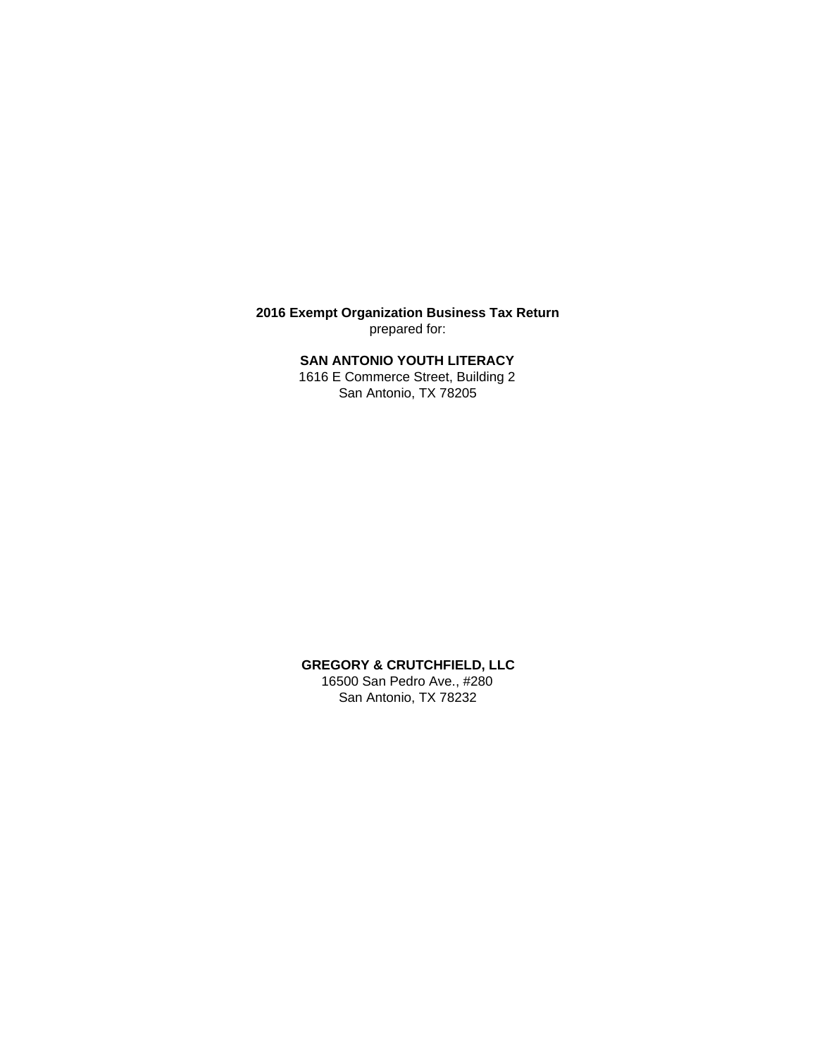**2016 Exempt Organization Business Tax Return**
prepared for:

**SAN ANTONIO YOUTH LITERACY**
1616 E Commerce Street, Building 2
San Antonio, TX 78205

**GREGORY & CRUTCHFIELD, LLC**
16500 San Pedro Ave., #280
San Antonio, TX 78232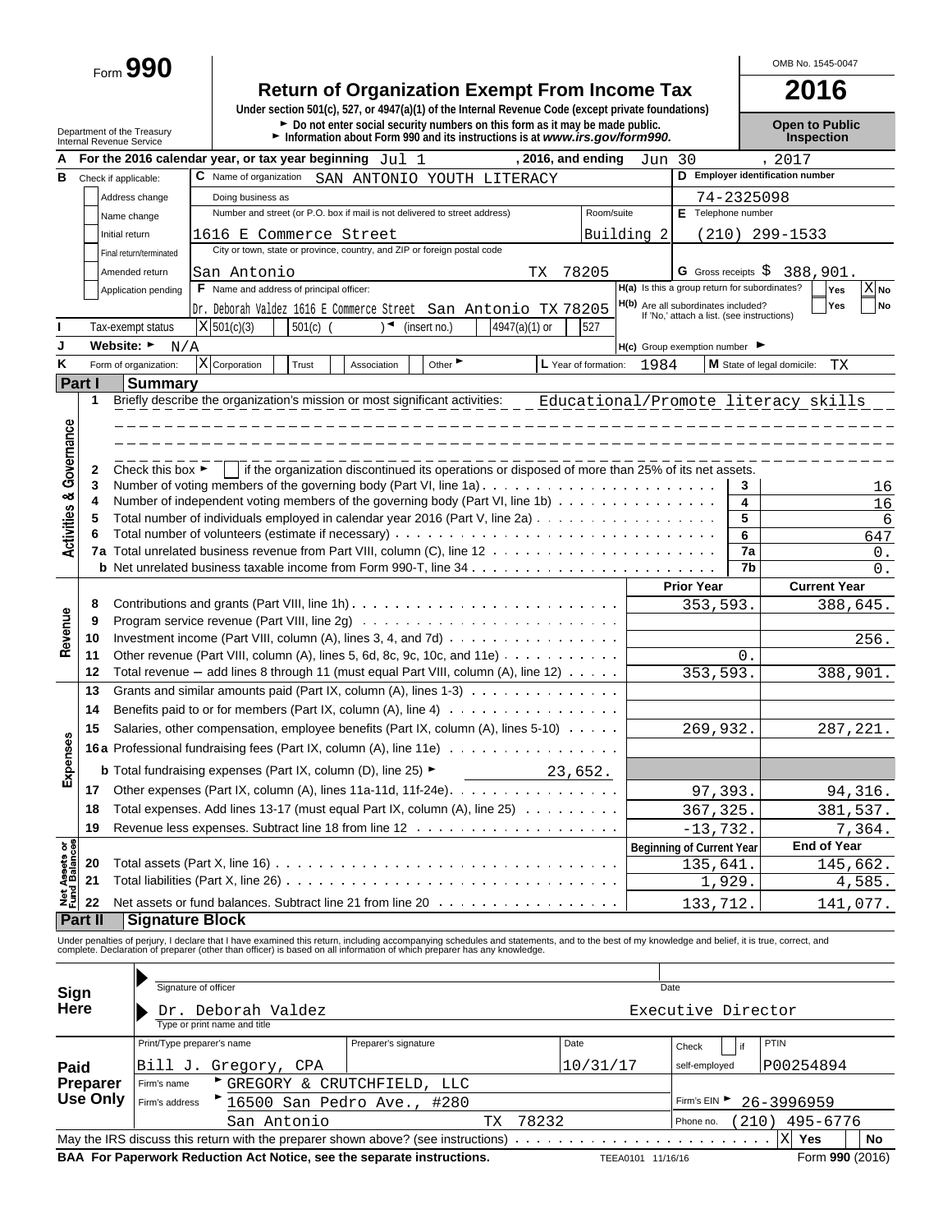Form **990**

# Return of Organization Exempt From Income Tax

**Under section 501(c), 527, or 4947(a)(1) of the Internal Revenue Code (except private foundations)**

► Do not enter social security numbers on this form as it may be made public.

► Information about Form 990 and its instructions is at *www.irs.gov/form990.*

Department of the Treasury
Internal Revenue Service

OMB No. 1545-0047

**2016**

**Open to Public Inspection**

**A** For the 2016 calendar year, or tax year beginning Jul 1 , 2016, and ending Jun 30 , 2017

**B** Check if applicable:
- Address change
- Name change
- Initial return
- Final return/terminated
- Amended return
- Application pending

**C** Name of organization: SAN ANTONIO YOUTH LITERACY

Doing business as

Number and street (or P.O. box if mail is not delivered to street address): 1616 E Commerce Street — Room/suite: Building 2

City or town, state or province, country, and ZIP or foreign postal code: San Antonio TX 78205

**D** Employer identification number: 74-2325098

**E** Telephone number: (210) 299-1533

**G** Gross receipts $ 388,901.

**F** Name and address of principal officer: Dr. Deborah Valdez 1616 E Commerce Street San Antonio TX 78205

**H(a)** Is this a group return for subordinates? Yes [ ] No [X]

**H(b)** Are all subordinates included? Yes [ ] No [ ] If 'No,' attach a list. (see instructions)

**I** Tax-exempt status: [X] 501(c)(3) [ ] 501(c) ( ) ◄ (insert no.) [ ] 4947(a)(1) or [ ] 527

**J** Website: ► N/A

**H(c)** Group exemption number ►

**K** Form of organization: [X] Corporation [ ] Trust [ ] Association [ ] Other ►

**L** Year of formation: 1984

**M** State of legal domicile: TX

## Part I Summary

**Activities & Governance**

1 Briefly describe the organization's mission or most significant activities: Educational/Promote literacy skills

2 Check this box ► [ ] if the organization discontinued its operations or disposed of more than 25% of its net assets.

| | | | |
|---|---|---|---|
| 3 | Number of voting members of the governing body (Part VI, line 1a) | 3 | 16 |
| 4 | Number of independent voting members of the governing body (Part VI, line 1b) | 4 | 16 |
| 5 | Total number of individuals employed in calendar year 2016 (Part V, line 2a) | 5 | 6 |
| 6 | Total number of volunteers (estimate if necessary) | 6 | 647 |
| 7a | Total unrelated business revenue from Part VIII, column (C), line 12 | 7a | 0. |
| b | Net unrelated business taxable income from Form 990-T, line 34 | 7b | 0. |

**Revenue**

| | | Prior Year | Current Year |
|---|---|---|---|
| 8 | Contributions and grants (Part VIII, line 1h) | 353,593. | 388,645. |
| 9 | Program service revenue (Part VIII, line 2g) | | |
| 10 | Investment income (Part VIII, column (A), lines 3, 4, and 7d) | | 256. |
| 11 | Other revenue (Part VIII, column (A), lines 5, 6d, 8c, 9c, 10c, and 11e) | 0. | |
| 12 | Total revenue – add lines 8 through 11 (must equal Part VIII, column (A), line 12) | 353,593. | 388,901. |

**Expenses**

| | | Prior Year | Current Year |
|---|---|---|---|
| 13 | Grants and similar amounts paid (Part IX, column (A), lines 1-3) | | |
| 14 | Benefits paid to or for members (Part IX, column (A), line 4) | | |
| 15 | Salaries, other compensation, employee benefits (Part IX, column (A), lines 5-10) | 269,932. | 287,221. |
| 16a | Professional fundraising fees (Part IX, column (A), line 11e) | | |
| b | Total fundraising expenses (Part IX, column (D), line 25) ► 23,652. | | |
| 17 | Other expenses (Part IX, column (A), lines 11a-11d, 11f-24e) | 97,393. | 94,316. |
| 18 | Total expenses. Add lines 13-17 (must equal Part IX, column (A), line 25) | 367,325. | 381,537. |
| 19 | Revenue less expenses. Subtract line 18 from line 12 | -13,732. | 7,364. |

**Net Assets or Fund Balances**

| | | Beginning of Current Year | End of Year |
|---|---|---|---|
| 20 | Total assets (Part X, line 16) | 135,641. | 145,662. |
| 21 | Total liabilities (Part X, line 26) | 1,929. | 4,585. |
| 22 | Net assets or fund balances. Subtract line 21 from line 20 | 133,712. | 141,077. |

## Part II Signature Block

Under penalties of perjury, I declare that I have examined this return, including accompanying schedules and statements, and to the best of my knowledge and belief, it is true, correct, and complete. Declaration of preparer (other than officer) is based on all information of which preparer has any knowledge.

**Sign Here**

Signature of officer — Date

Dr. Deborah Valdez — Executive Director

Type or print name and title

**Paid Preparer Use Only**

| Print/Type preparer's name | Preparer's signature | Date | Check [ ] if self-employed | PTIN |
|---|---|---|---|---|
| Bill J. Gregory, CPA | | 10/31/17 | | P00254894 |

Firm's name ► GREGORY & CRUTCHFIELD, LLC

Firm's address ► 16500 San Pedro Ave., #280, San Antonio TX 78232

Firm's EIN ► 26-3996959

Phone no. (210) 495-6776

May the IRS discuss this return with the preparer shown above? (see instructions) [X] Yes [ ] No

**BAA For Paperwork Reduction Act Notice, see the separate instructions.** TEEA0101 11/16/16 Form **990** (2016)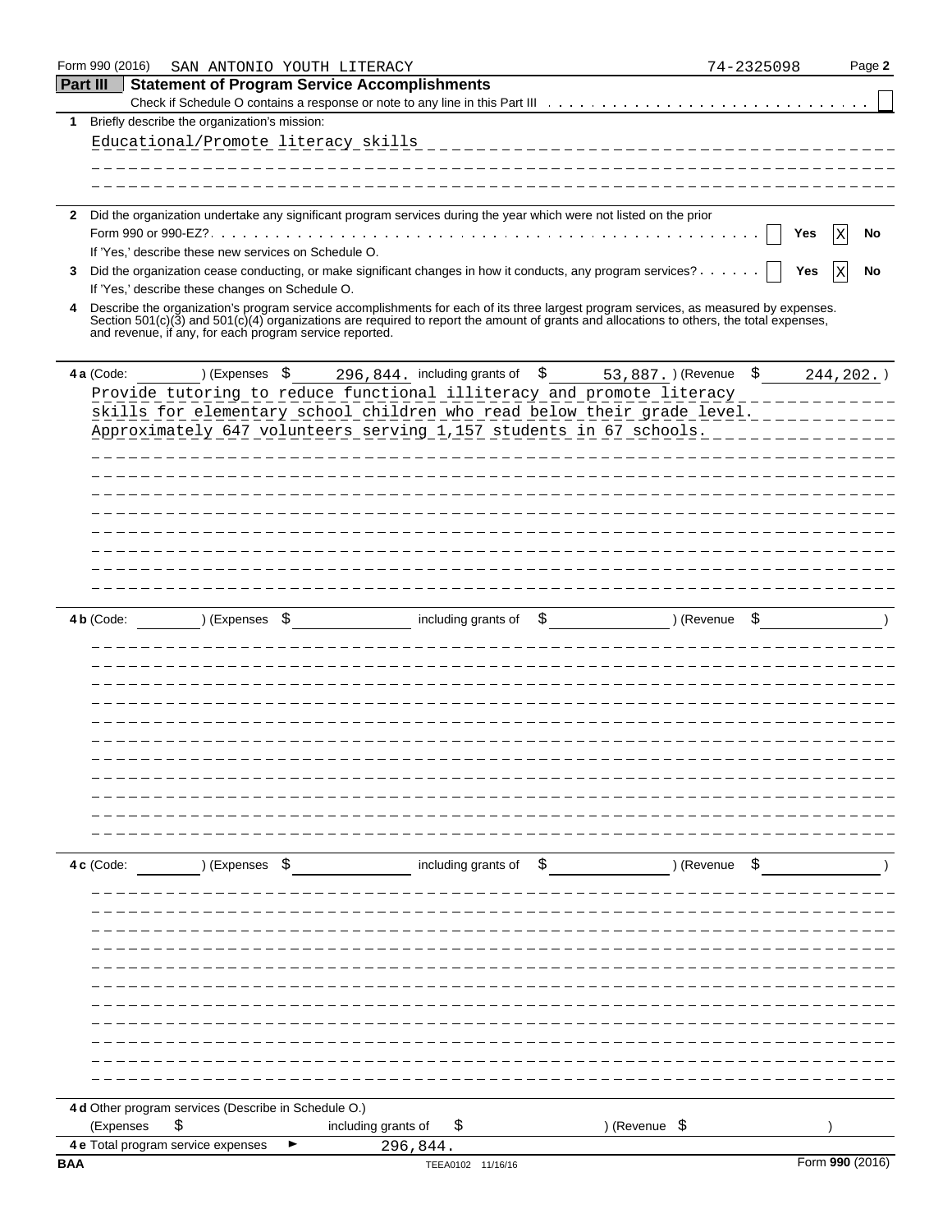Form 990 (2016) SAN ANTONIO YOUTH LITERACY 74-2325098 Page **2**

## Part III Statement of Program Service Accomplishments

Check if Schedule O contains a response or note to any line in this Part III [ ]

**1** Briefly describe the organization's mission:

Educational/Promote literacy skills

**2** Did the organization undertake any significant program services during the year which were not listed on the prior Form 990 or 990-EZ? [ ] Yes [X] No

If 'Yes,' describe these new services on Schedule O.

**3** Did the organization cease conducting, or make significant changes in how it conducts, any program services? [ ] Yes [X] No

If 'Yes,' describe these changes on Schedule O.

**4** Describe the organization's program service accomplishments for each of its three largest program services, as measured by expenses. Section 501(c)(3) and 501(c)(4) organizations are required to report the amount of grants and allocations to others, the total expenses, and revenue, if any, for each program service reported.

**4 a** (Code: ) (Expenses $ 296,844. including grants of $ 53,887. ) (Revenue $ 244,202. )

Provide tutoring to reduce functional illiteracy and promote literacy skills for elementary school children who read below their grade level. Approximately 647 volunteers serving 1,157 students in 67 schools.

**4 b** (Code: ) (Expenses $ including grants of $ ) (Revenue $ )

**4 c** (Code: ) (Expenses $ including grants of $ ) (Revenue $ )

**4 d** Other program services (Describe in Schedule O.)

(Expenses $ including grants of $ ) (Revenue $ )

**4 e** Total program service expenses ► 296,844.

BAA TEEA0102 11/16/16 Form **990** (2016)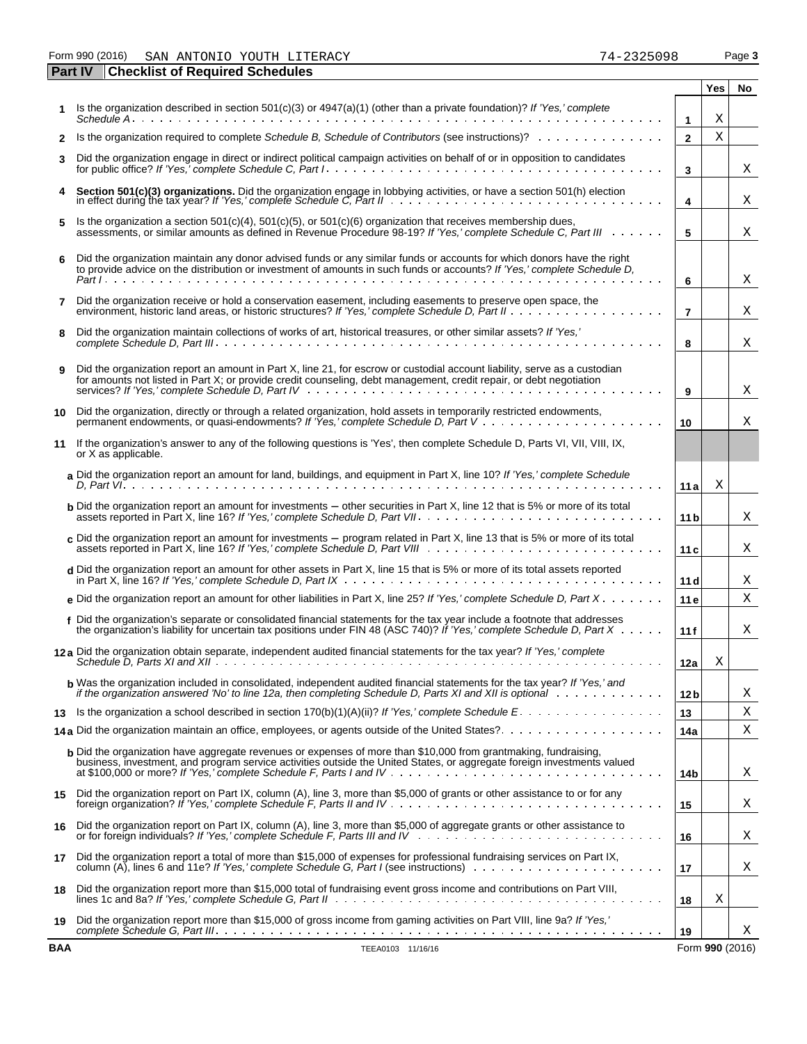Form 990 (2016) SAN ANTONIO YOUTH LITERACY 74-2325098 Page **3**

## Part IV Checklist of Required Schedules

| | | | Yes | No |
|---|---|---|---|---|
| **1** | Is the organization described in section 501(c)(3) or 4947(a)(1) (other than a private foundation)? *If 'Yes,' complete Schedule A* | **1** | X | |
| **2** | Is the organization required to complete *Schedule B, Schedule of Contributors* (see instructions)? | **2** | X | |
| **3** | Did the organization engage in direct or indirect political campaign activities on behalf of or in opposition to candidates for public office? *If 'Yes,' complete Schedule C, Part I* | **3** | | X |
| **4** | **Section 501(c)(3) organizations.** Did the organization engage in lobbying activities, or have a section 501(h) election in effect during the tax year? *If 'Yes,' complete Schedule C, Part II* | **4** | | X |
| **5** | Is the organization a section 501(c)(4), 501(c)(5), or 501(c)(6) organization that receives membership dues, assessments, or similar amounts as defined in Revenue Procedure 98-19? *If 'Yes,' complete Schedule C, Part III* | **5** | | X |
| **6** | Did the organization maintain any donor advised funds or any similar funds or accounts for which donors have the right to provide advice on the distribution or investment of amounts in such funds or accounts? *If 'Yes,' complete Schedule D, Part I* | **6** | | X |
| **7** | Did the organization receive or hold a conservation easement, including easements to preserve open space, the environment, historic land areas, or historic structures? *If 'Yes,' complete Schedule D, Part II* | **7** | | X |
| **8** | Did the organization maintain collections of works of art, historical treasures, or other similar assets? *If 'Yes,' complete Schedule D, Part III* | **8** | | X |
| **9** | Did the organization report an amount in Part X, line 21, for escrow or custodial account liability, serve as a custodian for amounts not listed in Part X; or provide credit counseling, debt management, credit repair, or debt negotiation services? *If 'Yes,' complete Schedule D, Part IV* | **9** | | X |
| **10** | Did the organization, directly or through a related organization, hold assets in temporarily restricted endowments, permanent endowments, or quasi-endowments? *If 'Yes,' complete Schedule D, Part V* | **10** | | X |
| **11** | If the organization's answer to any of the following questions is 'Yes', then complete Schedule D, Parts VI, VII, VIII, IX, or X as applicable. | | | |
| | **a** Did the organization report an amount for land, buildings, and equipment in Part X, line 10? *If 'Yes,' complete Schedule D, Part VI* | **11a** | X | |
| | **b** Did the organization report an amount for investments — other securities in Part X, line 12 that is 5% or more of its total assets reported in Part X, line 16? *If 'Yes,' complete Schedule D, Part VII* | **11b** | | X |
| | **c** Did the organization report an amount for investments — program related in Part X, line 13 that is 5% or more of its total assets reported in Part X, line 16? *If 'Yes,' complete Schedule D, Part VIII* | **11c** | | X |
| | **d** Did the organization report an amount for other assets in Part X, line 15 that is 5% or more of its total assets reported in Part X, line 16? *If 'Yes,' complete Schedule D, Part IX* | **11d** | | X |
| | **e** Did the organization report an amount for other liabilities in Part X, line 25? *If 'Yes,' complete Schedule D, Part X* | **11e** | | X |
| | **f** Did the organization's separate or consolidated financial statements for the tax year include a footnote that addresses the organization's liability for uncertain tax positions under FIN 48 (ASC 740)? *If 'Yes,' complete Schedule D, Part X* | **11f** | | X |
| **12a** | Did the organization obtain separate, independent audited financial statements for the tax year? *If 'Yes,' complete Schedule D, Parts XI and XII* | **12a** | X | |
| | **b** Was the organization included in consolidated, independent audited financial statements for the tax year? *If 'Yes,' and if the organization answered 'No' to line 12a, then completing Schedule D, Parts XI and XII is optional* | **12b** | | X |
| **13** | Is the organization a school described in section 170(b)(1)(A)(ii)? *If 'Yes,' complete Schedule E* | **13** | | X |
| **14a** | Did the organization maintain an office, employees, or agents outside of the United States? | **14a** | | X |
| | **b** Did the organization have aggregate revenues or expenses of more than $10,000 from grantmaking, fundraising, business, investment, and program service activities outside the United States, or aggregate foreign investments valued at $100,000 or more? *If 'Yes,' complete Schedule F, Parts I and IV* | **14b** | | X |
| **15** | Did the organization report on Part IX, column (A), line 3, more than $5,000 of grants or other assistance to or for any foreign organization? *If 'Yes,' complete Schedule F, Parts II and IV* | **15** | | X |
| **16** | Did the organization report on Part IX, column (A), line 3, more than $5,000 of aggregate grants or other assistance to or for foreign individuals? *If 'Yes,' complete Schedule F, Parts III and IV* | **16** | | X |
| **17** | Did the organization report a total of more than $15,000 of expenses for professional fundraising services on Part IX, column (A), lines 6 and 11e? *If 'Yes,' complete Schedule G, Part I* (see instructions) | **17** | | X |
| **18** | Did the organization report more than $15,000 total of fundraising event gross income and contributions on Part VIII, lines 1c and 8a? *If 'Yes,' complete Schedule G, Part II* | **18** | X | |
| **19** | Did the organization report more than $15,000 of gross income from gaming activities on Part VIII, line 9a? *If 'Yes,' complete Schedule G, Part III* | **19** | | X |

BAA TEEA0103 11/16/16 Form **990** (2016)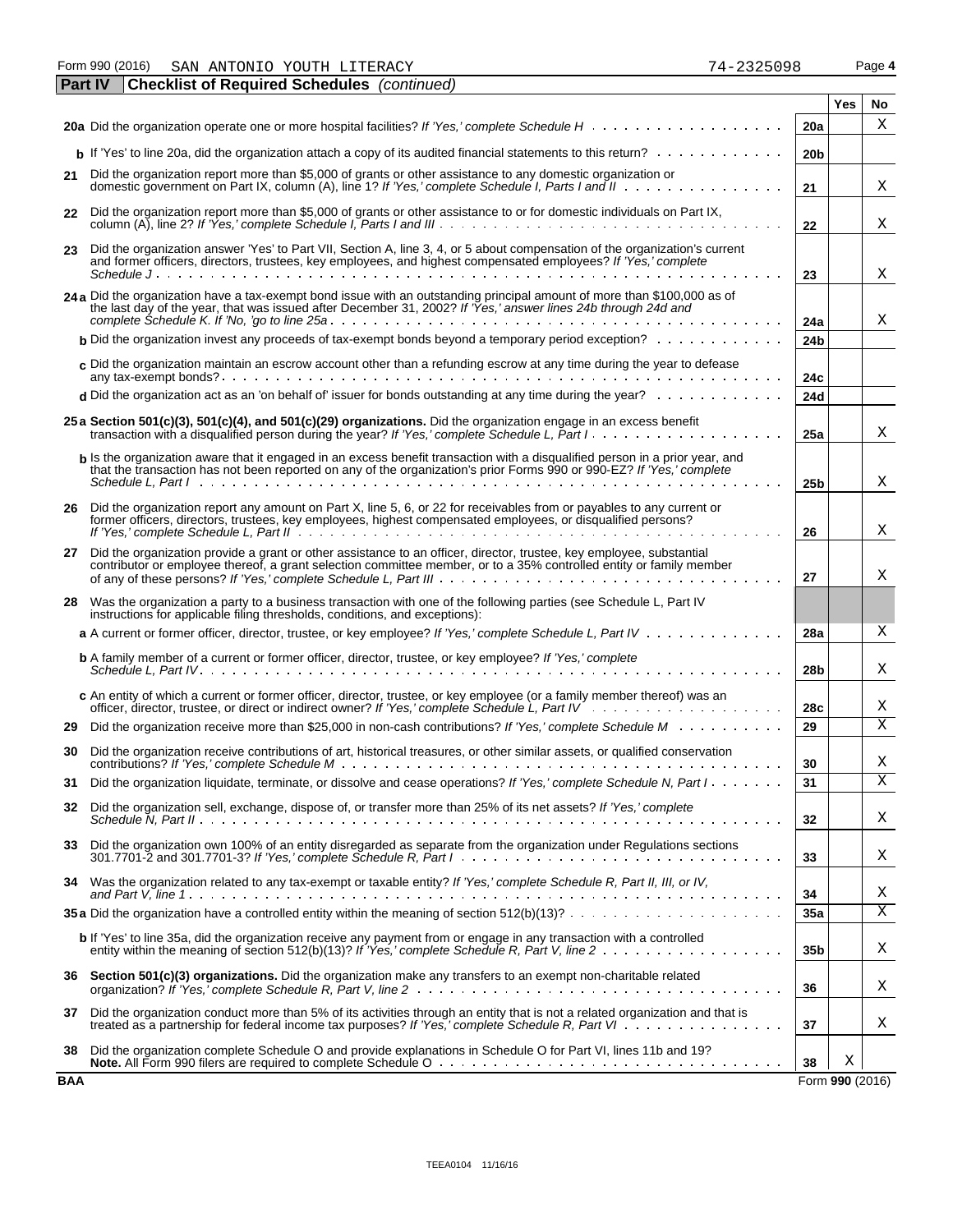Form 990 (2016) SAN ANTONIO YOUTH LITERACY 74-2325098 Page 4

**Part IV Checklist of Required Schedules** *(continued)*

| | | | Yes | No |
|---|---|---|---|---|
| **20a** | Did the organization operate one or more hospital facilities? *If 'Yes,' complete Schedule H* | **20a** | | X |
| **b** | If 'Yes' to line 20a, did the organization attach a copy of its audited financial statements to this return? | **20b** | | |
| **21** | Did the organization report more than $5,000 of grants or other assistance to any domestic organization or domestic government on Part IX, column (A), line 1? *If 'Yes,' complete Schedule I, Parts I and II* | **21** | | X |
| **22** | Did the organization report more than $5,000 of grants or other assistance to or for domestic individuals on Part IX, column (A), line 2? *If 'Yes,' complete Schedule I, Parts I and III* | **22** | | X |
| **23** | Did the organization answer 'Yes' to Part VII, Section A, line 3, 4, or 5 about compensation of the organization's current and former officers, directors, trustees, key employees, and highest compensated employees? *If 'Yes,' complete Schedule J* | **23** | | X |
| **24a** | Did the organization have a tax-exempt bond issue with an outstanding principal amount of more than $100,000 as of the last day of the year, that was issued after December 31, 2002? *If 'Yes,' answer lines 24b through 24d and complete Schedule K. If 'No,' go to line 25a* | **24a** | | X |
| **b** | Did the organization invest any proceeds of tax-exempt bonds beyond a temporary period exception? | **24b** | | |
| **c** | Did the organization maintain an escrow account other than a refunding escrow at any time during the year to defease any tax-exempt bonds? | **24c** | | |
| **d** | Did the organization act as an 'on behalf of' issuer for bonds outstanding at any time during the year? | **24d** | | |
| **25a** | **Section 501(c)(3), 501(c)(4), and 501(c)(29) organizations.** Did the organization engage in an excess benefit transaction with a disqualified person during the year? *If 'Yes,' complete Schedule L, Part I* | **25a** | | X |
| **b** | Is the organization aware that it engaged in an excess benefit transaction with a disqualified person in a prior year, and that the transaction has not been reported on any of the organization's prior Forms 990 or 990-EZ? *If 'Yes,' complete Schedule L, Part I* | **25b** | | X |
| **26** | Did the organization report any amount on Part X, line 5, 6, or 22 for receivables from or payables to any current or former officers, directors, trustees, key employees, highest compensated employees, or disqualified persons? *If 'Yes,' complete Schedule L, Part II* | **26** | | X |
| **27** | Did the organization provide a grant or other assistance to an officer, director, trustee, key employee, substantial contributor or employee thereof, a grant selection committee member, or to a 35% controlled entity or family member of any of these persons? *If 'Yes,' complete Schedule L, Part III* | **27** | | X |
| **28** | Was the organization a party to a business transaction with one of the following parties (see Schedule L, Part IV instructions for applicable filing thresholds, conditions, and exceptions): | | | |
| **a** | A current or former officer, director, trustee, or key employee? *If 'Yes,' complete Schedule L, Part IV* | **28a** | | X |
| **b** | A family member of a current or former officer, director, trustee, or key employee? *If 'Yes,' complete Schedule L, Part IV* | **28b** | | X |
| **c** | An entity of which a current or former officer, director, trustee, or key employee (or a family member thereof) was an officer, director, trustee, or direct or indirect owner? *If 'Yes,' complete Schedule L, Part IV* | **28c** | | X |
| **29** | Did the organization receive more than $25,000 in non-cash contributions? *If 'Yes,' complete Schedule M* | **29** | | X |
| **30** | Did the organization receive contributions of art, historical treasures, or other similar assets, or qualified conservation contributions? *If 'Yes,' complete Schedule M* | **30** | | X |
| **31** | Did the organization liquidate, terminate, or dissolve and cease operations? *If 'Yes,' complete Schedule N, Part I* | **31** | | X |
| **32** | Did the organization sell, exchange, dispose of, or transfer more than 25% of its net assets? *If 'Yes,' complete Schedule N, Part II* | **32** | | X |
| **33** | Did the organization own 100% of an entity disregarded as separate from the organization under Regulations sections 301.7701-2 and 301.7701-3? *If 'Yes,' complete Schedule R, Part I* | **33** | | X |
| **34** | Was the organization related to any tax-exempt or taxable entity? *If 'Yes,' complete Schedule R, Part II, III, or IV, and Part V, line 1* | **34** | | X |
| **35a** | Did the organization have a controlled entity within the meaning of section 512(b)(13)? | **35a** | | X |
| **b** | If 'Yes' to line 35a, did the organization receive any payment from or engage in any transaction with a controlled entity within the meaning of section 512(b)(13)? *If 'Yes,' complete Schedule R, Part V, line 2* | **35b** | | X |
| **36** | **Section 501(c)(3) organizations.** Did the organization make any transfers to an exempt non-charitable related organization? *If 'Yes,' complete Schedule R, Part V, line 2* | **36** | | X |
| **37** | Did the organization conduct more than 5% of its activities through an entity that is not a related organization and that is treated as a partnership for federal income tax purposes? *If 'Yes,' complete Schedule R, Part VI* | **37** | | X |
| **38** | Did the organization complete Schedule O and provide explanations in Schedule O for Part VI, lines 11b and 19? **Note.** All Form 990 filers are required to complete Schedule O | **38** | X | |

BAA Form **990** (2016)

TEEA0104 11/16/16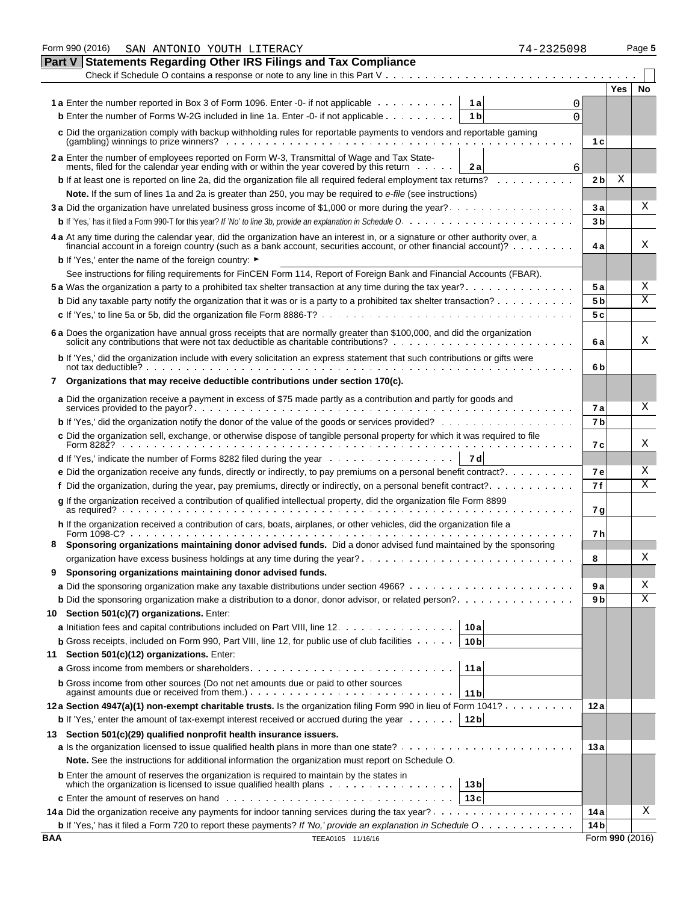Form 990 (2016) SAN ANTONIO YOUTH LITERACY 74-2325098 Page 5

## Part V Statements Regarding Other IRS Filings and Tax Compliance

Check if Schedule O contains a response or note to any line in this Part V . . . . . . . . . . . . . . . . . . . . . . . . . . . . . . . . . . . ☐

| | | | | Yes | No |
|---|---|---|---|---|---|
| **1a** Enter the number reported in Box 3 of Form 1096. Enter -0- if not applicable | 1a | 0 | | | |
| **b** Enter the number of Forms W-2G included in line 1a. Enter -0- if not applicable | 1b | 0 | | | |
| **c** Did the organization comply with backup withholding rules for reportable payments to vendors and reportable gaming (gambling) winnings to prize winners? | | | 1c | | |
| **2a** Enter the number of employees reported on Form W-3, Transmittal of Wage and Tax Statements, filed for the calendar year ending with or within the year covered by this return | 2a | 6 | | | |
| **b** If at least one is reported on line 2a, did the organization file all required federal employment tax returns? | | | 2b | X | |
| **Note.** If the sum of lines 1a and 2a is greater than 250, you may be required to *e-file* (see instructions) | | | | | |
| **3a** Did the organization have unrelated business gross income of $1,000 or more during the year? | | | 3a | | X |
| **b** If 'Yes,' has it filed a Form 990-T for this year? *If 'No' to line 3b, provide an explanation in Schedule O* | | | 3b | | |
| **4a** At any time during the calendar year, did the organization have an interest in, or a signature or other authority over, a financial account in a foreign country (such as a bank account, securities account, or other financial account)? | | | 4a | | X |
| **b** If 'Yes,' enter the name of the foreign country: ► | | | | | |
| See instructions for filing requirements for FinCEN Form 114, Report of Foreign Bank and Financial Accounts (FBAR). | | | | | |
| **5a** Was the organization a party to a prohibited tax shelter transaction at any time during the tax year? | | | 5a | | X |
| **b** Did any taxable party notify the organization that it was or is a party to a prohibited tax shelter transaction? | | | 5b | | X |
| **c** If 'Yes,' to line 5a or 5b, did the organization file Form 8886-T? | | | 5c | | |
| **6a** Does the organization have annual gross receipts that are normally greater than $100,000, and did the organization solicit any contributions that were not tax deductible as charitable contributions? | | | 6a | | X |
| **b** If 'Yes,' did the organization include with every solicitation an express statement that such contributions or gifts were not tax deductible? | | | 6b | | |
| **7 Organizations that may receive deductible contributions under section 170(c).** | | | | | |
| **a** Did the organization receive a payment in excess of $75 made partly as a contribution and partly for goods and services provided to the payor? | | | 7a | | X |
| **b** If 'Yes,' did the organization notify the donor of the value of the goods or services provided? | | | 7b | | |
| **c** Did the organization sell, exchange, or otherwise dispose of tangible personal property for which it was required to file Form 8282? | | | 7c | | X |
| **d** If 'Yes,' indicate the number of Forms 8282 filed during the year | 7d | | | | |
| **e** Did the organization receive any funds, directly or indirectly, to pay premiums on a personal benefit contract? | | | 7e | | X |
| **f** Did the organization, during the year, pay premiums, directly or indirectly, on a personal benefit contract? | | | 7f | | X |
| **g** If the organization received a contribution of qualified intellectual property, did the organization file Form 8899 as required? | | | 7g | | |
| **h** If the organization received a contribution of cars, boats, airplanes, or other vehicles, did the organization file a Form 1098-C? | | | 7h | | |
| **8 Sponsoring organizations maintaining donor advised funds.** Did a donor advised fund maintained by the sponsoring organization have excess business holdings at any time during the year? | | | 8 | | X |
| **9 Sponsoring organizations maintaining donor advised funds.** | | | | | |
| **a** Did the sponsoring organization make any taxable distributions under section 4966? | | | 9a | | X |
| **b** Did the sponsoring organization make a distribution to a donor, donor advisor, or related person? | | | 9b | | X |
| **10 Section 501(c)(7) organizations.** Enter: | | | | | |
| **a** Initiation fees and capital contributions included on Part VIII, line 12 | 10a | | | | |
| **b** Gross receipts, included on Form 990, Part VIII, line 12, for public use of club facilities | 10b | | | | |
| **11 Section 501(c)(12) organizations.** Enter: | | | | | |
| **a** Gross income from members or shareholders | 11a | | | | |
| **b** Gross income from other sources (Do not net amounts due or paid to other sources against amounts due or received from them.) | 11b | | | | |
| **12a Section 4947(a)(1) non-exempt charitable trusts.** Is the organization filing Form 990 in lieu of Form 1041? | | | 12a | | |
| **b** If 'Yes,' enter the amount of tax-exempt interest received or accrued during the year | 12b | | | | |
| **13 Section 501(c)(29) qualified nonprofit health insurance issuers.** | | | | | |
| **a** Is the organization licensed to issue qualified health plans in more than one state? | | | 13a | | |
| **Note.** See the instructions for additional information the organization must report on Schedule O. | | | | | |
| **b** Enter the amount of reserves the organization is required to maintain by the states in which the organization is licensed to issue qualified health plans | 13b | | | | |
| **c** Enter the amount of reserves on hand | 13c | | | | |
| **14a** Did the organization receive any payments for indoor tanning services during the tax year? | | | 14a | | X |
| **b** If 'Yes,' has it filed a Form 720 to report these payments? *If 'No,' provide an explanation in Schedule O* | | | 14b | | |

BAA TEEA0105 11/16/16 Form **990** (2016)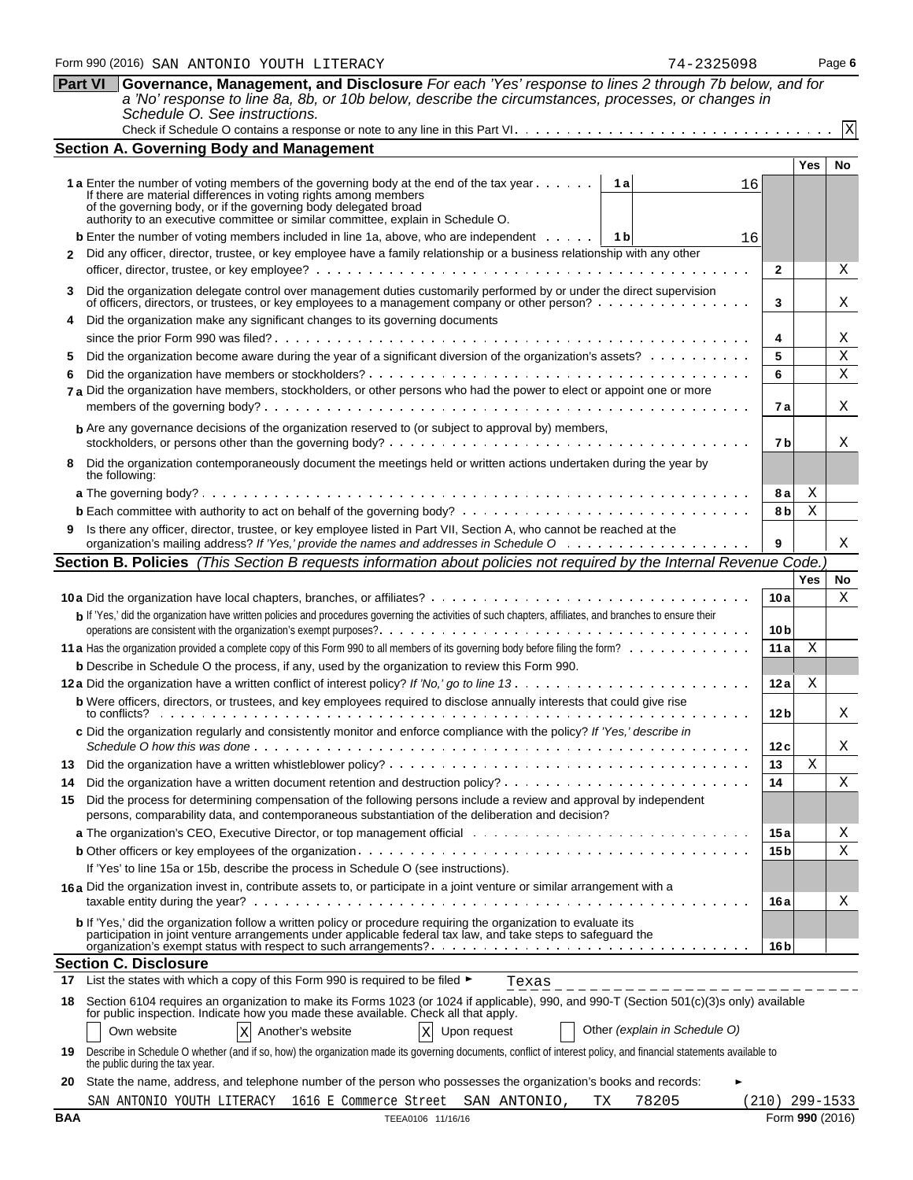Form 990 (2016) SAN ANTONIO YOUTH LITERACY 74-2325098 Page 6

**Part VI Governance, Management, and Disclosure** *For each 'Yes' response to lines 2 through 7b below, and for a 'No' response to line 8a, 8b, or 10b below, describe the circumstances, processes, or changes in Schedule O. See instructions.*

Check if Schedule O contains a response or note to any line in this Part VI. [X]

## Section A. Governing Body and Management

| | | | Yes | No |
|---|---|---|---|---|
| **1a** | Enter the number of voting members of the governing body at the end of the tax year. If there are material differences in voting rights among members of the governing body, or if the governing body delegated broad authority to an executive committee or similar committee, explain in Schedule O. | 1a: 16 | | |
| **b** | Enter the number of voting members included in line 1a, above, who are independent | 1b: 16 | | |
| **2** | Did any officer, director, trustee, or key employee have a family relationship or a business relationship with any other officer, director, trustee, or key employee? | 2 | | X |
| **3** | Did the organization delegate control over management duties customarily performed by or under the direct supervision of officers, directors, or trustees, or key employees to a management company or other person? | 3 | | X |
| **4** | Did the organization make any significant changes to its governing documents since the prior Form 990 was filed? | 4 | | X |
| **5** | Did the organization become aware during the year of a significant diversion of the organization's assets? | 5 | | X |
| **6** | Did the organization have members or stockholders? | 6 | | X |
| **7a** | Did the organization have members, stockholders, or other persons who had the power to elect or appoint one or more members of the governing body? | 7a | | X |
| **b** | Are any governance decisions of the organization reserved to (or subject to approval by) members, stockholders, or persons other than the governing body? | 7b | | X |
| **8** | Did the organization contemporaneously document the meetings held or written actions undertaken during the year by the following: | | | |
| **a** | The governing body? | 8a | X | |
| **b** | Each committee with authority to act on behalf of the governing body? | 8b | X | |
| **9** | Is there any officer, director, trustee, or key employee listed in Part VII, Section A, who cannot be reached at the organization's mailing address? *If 'Yes,' provide the names and addresses in Schedule O* | 9 | | X |

## Section B. Policies *(This Section B requests information about policies not required by the Internal Revenue Code.)*

| | | | Yes | No |
|---|---|---|---|---|
| **10a** | Did the organization have local chapters, branches, or affiliates? | 10a | | X |
| **b** | If 'Yes,' did the organization have written policies and procedures governing the activities of such chapters, affiliates, and branches to ensure their operations are consistent with the organization's exempt purposes? | 10b | | |
| **11a** | Has the organization provided a complete copy of this Form 990 to all members of its governing body before filing the form? | 11a | X | |
| **b** | Describe in Schedule O the process, if any, used by the organization to review this Form 990. | | | |
| **12a** | Did the organization have a written conflict of interest policy? *If 'No,' go to line 13* | 12a | X | |
| **b** | Were officers, directors, or trustees, and key employees required to disclose annually interests that could give rise to conflicts? | 12b | | X |
| **c** | Did the organization regularly and consistently monitor and enforce compliance with the policy? *If 'Yes,' describe in Schedule O how this was done* | 12c | | X |
| **13** | Did the organization have a written whistleblower policy? | 13 | X | |
| **14** | Did the organization have a written document retention and destruction policy? | 14 | | X |
| **15** | Did the process for determining compensation of the following persons include a review and approval by independent persons, comparability data, and contemporaneous substantiation of the deliberation and decision? | | | |
| **a** | The organization's CEO, Executive Director, or top management official | 15a | | X |
| **b** | Other officers or key employees of the organization | 15b | | X |
| | If 'Yes' to line 15a or 15b, describe the process in Schedule O (see instructions). | | | |
| **16a** | Did the organization invest in, contribute assets to, or participate in a joint venture or similar arrangement with a taxable entity during the year? | 16a | | X |
| **b** | If 'Yes,' did the organization follow a written policy or procedure requiring the organization to evaluate its participation in joint venture arrangements under applicable federal tax law, and take steps to safeguard the organization's exempt status with respect to such arrangements? | 16b | | |

## Section C. Disclosure

**17** List the states with which a copy of this Form 990 is required to be filed ► Texas

**18** Section 6104 requires an organization to make its Forms 1023 (or 1024 if applicable), 990, and 990-T (Section 501(c)(3)s only) available for public inspection. Indicate how you made these available. Check all that apply.

[ ] Own website [X] Another's website [X] Upon request [ ] Other *(explain in Schedule O)*

**19** Describe in Schedule O whether (and if so, how) the organization made its governing documents, conflict of interest policy, and financial statements available to the public during the tax year.

**20** State the name, address, and telephone number of the person who possesses the organization's books and records: ►

SAN ANTONIO YOUTH LITERACY 1616 E Commerce Street SAN ANTONIO, TX 78205 (210) 299-1533

BAA TEEA0106 11/16/16 Form **990** (2016)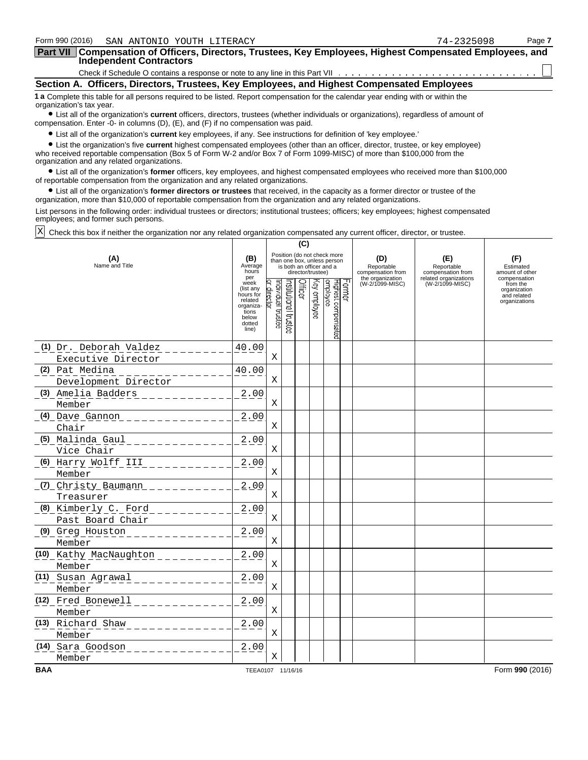Form 990 (2016) SAN ANTONIO YOUTH LITERACY 74-2325098

## Part VII Compensation of Officers, Directors, Trustees, Key Employees, Highest Compensated Employees, and Independent Contractors

Check if Schedule O contains a response or note to any line in this Part VII ☐

### Section A. Officers, Directors, Trustees, Key Employees, and Highest Compensated Employees

**1 a** Complete this table for all persons required to be listed. Report compensation for the calendar year ending with or within the organization's tax year.

- List all of the organization's **current** officers, directors, trustees (whether individuals or organizations), regardless of amount of compensation. Enter -0- in columns (D), (E), and (F) if no compensation was paid.
- List all of the organization's **current** key employees, if any. See instructions for definition of 'key employee.'
- List the organization's five **current** highest compensated employees (other than an officer, director, trustee, or key employee) who received reportable compensation (Box 5 of Form W-2 and/or Box 7 of Form 1099-MISC) of more than $100,000 from the organization and any related organizations.
- List all of the organization's **former** officers, key employees, and highest compensated employees who received more than $100,000 of reportable compensation from the organization and any related organizations.
- List all of the organization's **former directors or trustees** that received, in the capacity as a former director or trustee of the organization, more than $10,000 of reportable compensation from the organization and any related organizations.

List persons in the following order: individual trustees or directors; institutional trustees; officers; key employees; highest compensated employees; and former such persons.

☒ Check this box if neither the organization nor any related organization compensated any current officer, director, or trustee.

| (A) Name and Title | (B) Average hours per week (list any hours for related organizations below dotted line) | (C) Position (do not check more than one box, unless person is both an officer and a director/trustee): Individual trustee or director | Institutional trustee | Officer | Key employee | Highest compensated employee | Former | (D) Reportable compensation from the organization (W-2/1099-MISC) | (E) Reportable compensation from related organizations (W-2/1099-MISC) | (F) Estimated amount of other compensation from the organization and related organizations |
|---|---|---|---|---|---|---|---|---|---|---|
| (1) Dr. Deborah Valdez<br>Executive Director | 40.00 | X | | | | | | | | |
| (2) Pat Medina<br>Development Director | 40.00 | X | | | | | | | | |
| (3) Amelia Badders<br>Member | 2.00 | X | | | | | | | | |
| (4) Dave Gannon<br>Chair | 2.00 | X | | | | | | | | |
| (5) Malinda Gaul<br>Vice Chair | 2.00 | X | | | | | | | | |
| (6) Harry Wolff III<br>Member | 2.00 | X | | | | | | | | |
| (7) Christy Baumann<br>Treasurer | 2.00 | X | | | | | | | | |
| (8) Kimberly C. Ford<br>Past Board Chair | 2.00 | X | | | | | | | | |
| (9) Greg Houston<br>Member | 2.00 | X | | | | | | | | |
| (10) Kathy MacNaughton<br>Member | 2.00 | X | | | | | | | | |
| (11) Susan Agrawal<br>Member | 2.00 | X | | | | | | | | |
| (12) Fred Bonewell<br>Member | 2.00 | X | | | | | | | | |
| (13) Richard Shaw<br>Member | 2.00 | X | | | | | | | | |
| (14) Sara Goodson<br>Member | 2.00 | X | | | | | | | | |

BAA TEEA0107 11/16/16 Form **990** (2016)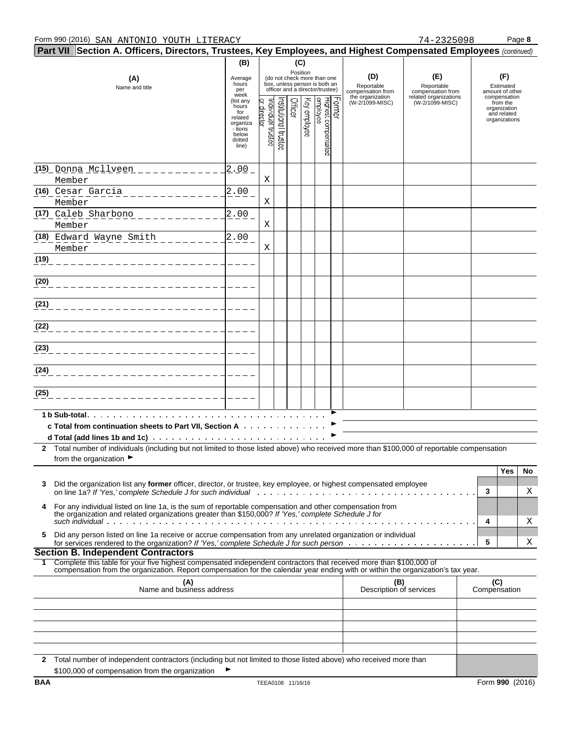Form 990 (2016) SAN ANTONIO YOUTH LITERACY 74-2325098 Page **8**

**Part VII Section A. Officers, Directors, Trustees, Key Employees, and Highest Compensated Employees** *(continued)*

| (A) Name and title | (B) Average hours per week (list any hours for related organizations below dotted line) | (C) Position: Individual trustee or director | Institutional trustee | Officer | Key employee | Highest compensated employee | Former | (D) Reportable compensation from the organization (W-2/1099-MISC) | (E) Reportable compensation from related organizations (W-2/1099-MISC) | (F) Estimated amount of other compensation from the organization and related organizations |
|---|---|---|---|---|---|---|---|---|---|---|
| (15) Donna Mcllveen<br>Member | 2.00 | X | | | | | | | | |
| (16) Cesar Garcia<br>Member | 2.00 | X | | | | | | | | |
| (17) Caleb Sharbono<br>Member | 2.00 | X | | | | | | | | |
| (18) Edward Wayne Smith<br>Member | 2.00 | X | | | | | | | | |
| (19) | | | | | | | | | | |
| (20) | | | | | | | | | | |
| (21) | | | | | | | | | | |
| (22) | | | | | | | | | | |
| (23) | | | | | | | | | | |
| (24) | | | | | | | | | | |
| (25) | | | | | | | | | | |
| **1 b Sub-total** ► | | | | | | | | | | |
| **c Total from continuation sheets to Part VII, Section A** ► | | | | | | | | | | |
| **d Total (add lines 1b and 1c)** ► | | | | | | | | | | |

**2** Total number of individuals (including but not limited to those listed above) who received more than $100,000 of reportable compensation from the organization ►

| | | | Yes | No |
|---|---|---|---|---|
| **3** | Did the organization list any **former** officer, director, or trustee, key employee, or highest compensated employee on line 1a? *If 'Yes,' complete Schedule J for such individual* | 3 | | X |
| **4** | For any individual listed on line 1a, is the sum of reportable compensation and other compensation from the organization and related organizations greater than $150,000? *If 'Yes,' complete Schedule J for such individual* | 4 | | X |
| **5** | Did any person listed on line 1a receive or accrue compensation from any unrelated organization or individual for services rendered to the organization? *If 'Yes,' complete Schedule J for such person* | 5 | | X |

**Section B. Independent Contractors**

**1** Complete this table for your five highest compensated independent contractors that received more than $100,000 of compensation from the organization. Report compensation for the calendar year ending with or within the organization's tax year.

| (A) Name and business address | (B) Description of services | (C) Compensation |
|---|---|---|
| | | |
| | | |
| | | |
| | | |
| | | |

**2** Total number of independent contractors (including but not limited to those listed above) who received more than $100,000 of compensation from the organization ►

BAA TEEA0108 11/16/16 Form **990** (2016)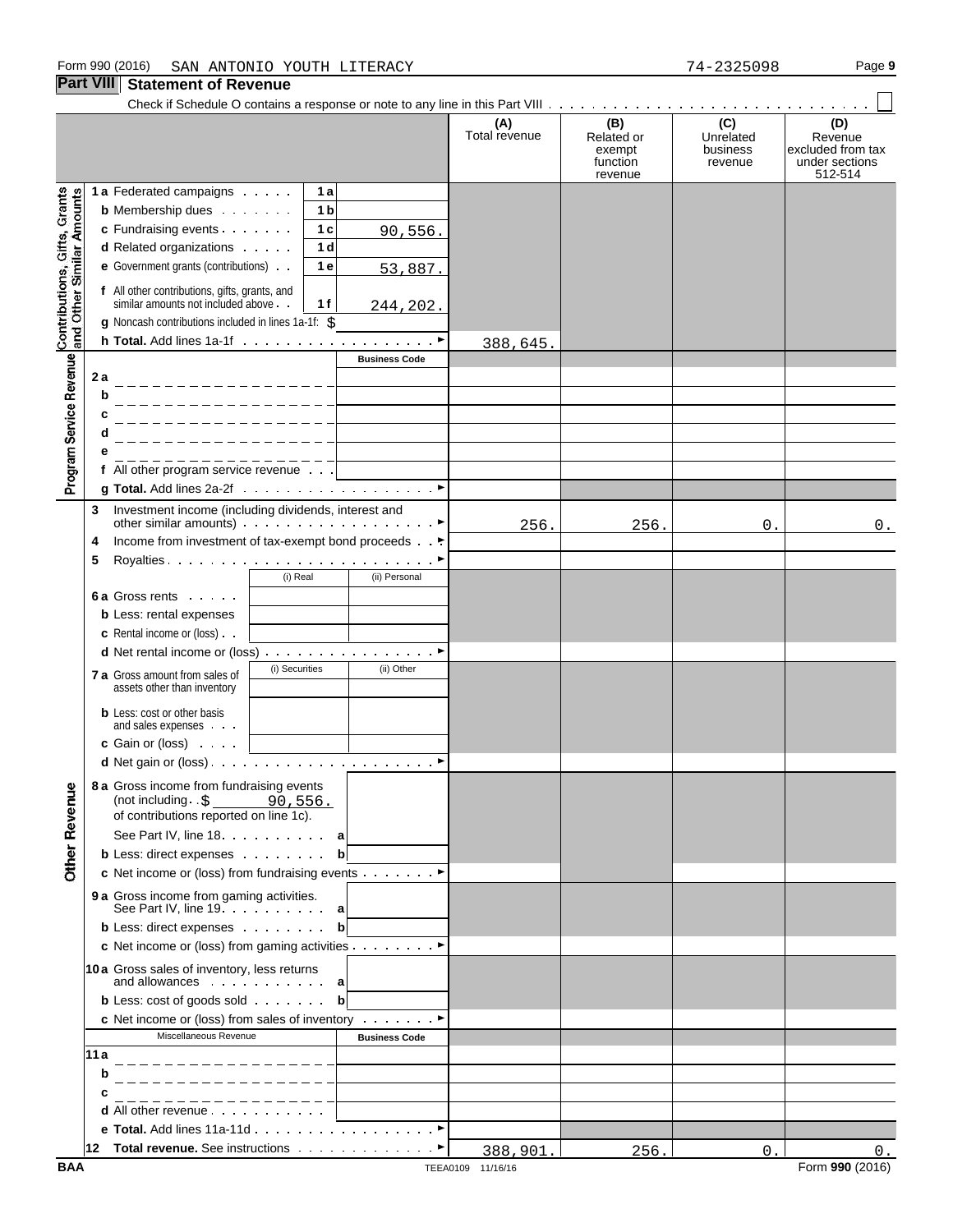Form 990 (2016) SAN ANTONIO YOUTH LITERACY 74-2325098

## Part VIII Statement of Revenue

Check if Schedule O contains a response or note to any line in this Part VIII . . . ☐

| | | | | (A) Total revenue | (B) Related or exempt function revenue | (C) Unrelated business revenue | (D) Revenue excluded from tax under sections 512-514 |
|---|---|---|---|---|---|---|---|
| **Contributions, Gifts, Grants and Other Similar Amounts** | 1a Federated campaigns | 1a | | | | | |
| | b Membership dues | 1b | | | | | |
| | c Fundraising events | 1c | 90,556. | | | | |
| | d Related organizations | 1d | | | | | |
| | e Government grants (contributions) | 1e | 53,887. | | | | |
| | f All other contributions, gifts, grants, and similar amounts not included above | 1f | 244,202. | | | | |
| | g Noncash contributions included in lines 1a-1f: $ | | | | | | |
| | h **Total.** Add lines 1a-1f | | | 388,645. | | | |
| **Program Service Revenue** | | | Business Code | | | | |
| | 2a | | | | | | |
| | b | | | | | | |
| | c | | | | | | |
| | d | | | | | | |
| | e | | | | | | |
| | f All other program service revenue | | | | | | |
| | g **Total.** Add lines 2a-2f | | | | | | |
| **Other Revenue** | 3 Investment income (including dividends, interest and other similar amounts) | | | 256. | 256. | 0. | 0. |
| | 4 Income from investment of tax-exempt bond proceeds | | | | | | |
| | 5 Royalties | | | | | | |
| | | (i) Real | (ii) Personal | | | | |
| | 6a Gross rents | | | | | | |
| | b Less: rental expenses | | | | | | |
| | c Rental income or (loss) | | | | | | |
| | d Net rental income or (loss) | | | | | | |
| | | (i) Securities | (ii) Other | | | | |
| | 7a Gross amount from sales of assets other than inventory | | | | | | |
| | b Less: cost or other basis and sales expenses | | | | | | |
| | c Gain or (loss) | | | | | | |
| | d Net gain or (loss) | | | | | | |
| | 8a Gross income from fundraising events (not including $ 90,556. of contributions reported on line 1c). See Part IV, line 18 | a | | | | | |
| | b Less: direct expenses | b | | | | | |
| | c Net income or (loss) from fundraising events | | | | | | |
| | 9a Gross income from gaming activities. See Part IV, line 19 | a | | | | | |
| | b Less: direct expenses | b | | | | | |
| | c Net income or (loss) from gaming activities | | | | | | |
| | 10a Gross sales of inventory, less returns and allowances | a | | | | | |
| | b Less: cost of goods sold | b | | | | | |
| | c Net income or (loss) from sales of inventory | | | | | | |
| | Miscellaneous Revenue | | Business Code | | | | |
| | 11a | | | | | | |
| | b | | | | | | |
| | c | | | | | | |
| | d All other revenue | | | | | | |
| | e **Total.** Add lines 11a-11d | | | | | | |
| | 12 **Total revenue.** See instructions | | | 388,901. | 256. | 0. | 0. |

BAA TEEA0109 11/16/16 Form **990** (2016)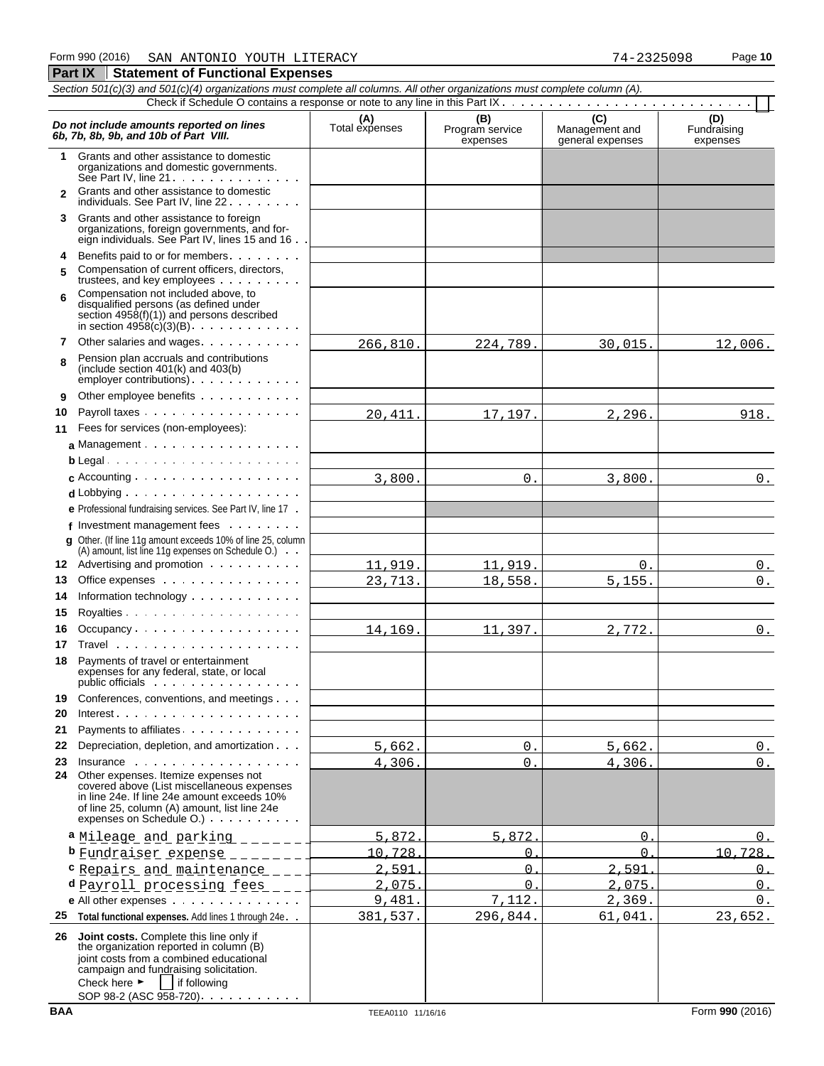Form 990 (2016) SAN ANTONIO YOUTH LITERACY 74-2325098

## Part IX | Statement of Functional Expenses

*Section 501(c)(3) and 501(c)(4) organizations must complete all columns. All other organizations must complete column (A).*

Check if Schedule O contains a response or note to any line in this Part IX . . . . . . . . . . . . . . . . . . . . . . . . . . . . [ ]

| *Do not include amounts reported on lines 6b, 7b, 8b, 9b, and 10b of Part VIII.* | (A) Total expenses | (B) Program service expenses | (C) Management and general expenses | (D) Fundraising expenses |
|---|---|---|---|---|
| 1 Grants and other assistance to domestic organizations and domestic governments. See Part IV, line 21 | | | | |
| 2 Grants and other assistance to domestic individuals. See Part IV, line 22 | | | | |
| 3 Grants and other assistance to foreign organizations, foreign governments, and foreign individuals. See Part IV, lines 15 and 16 | | | | |
| 4 Benefits paid to or for members | | | | |
| 5 Compensation of current officers, directors, trustees, and key employees | | | | |
| 6 Compensation not included above, to disqualified persons (as defined under section 4958(f)(1)) and persons described in section 4958(c)(3)(B) | | | | |
| 7 Other salaries and wages | 266,810. | 224,789. | 30,015. | 12,006. |
| 8 Pension plan accruals and contributions (include section 401(k) and 403(b) employer contributions) | | | | |
| 9 Other employee benefits | | | | |
| 10 Payroll taxes | 20,411. | 17,197. | 2,296. | 918. |
| 11 Fees for services (non-employees): | | | | |
| a Management | | | | |
| b Legal | | | | |
| c Accounting | 3,800. | 0. | 3,800. | 0. |
| d Lobbying | | | | |
| e Professional fundraising services. See Part IV, line 17 | | | | |
| f Investment management fees | | | | |
| g Other. (If line 11g amount exceeds 10% of line 25, column (A) amount, list line 11g expenses on Schedule O.) | | | | |
| 12 Advertising and promotion | 11,919. | 11,919. | 0. | 0. |
| 13 Office expenses | 23,713. | 18,558. | 5,155. | 0. |
| 14 Information technology | | | | |
| 15 Royalties | | | | |
| 16 Occupancy | 14,169. | 11,397. | 2,772. | 0. |
| 17 Travel | | | | |
| 18 Payments of travel or entertainment expenses for any federal, state, or local public officials | | | | |
| 19 Conferences, conventions, and meetings | | | | |
| 20 Interest | | | | |
| 21 Payments to affiliates | | | | |
| 22 Depreciation, depletion, and amortization | 5,662. | 0. | 5,662. | 0. |
| 23 Insurance | 4,306. | 0. | 4,306. | 0. |
| 24 Other expenses. Itemize expenses not covered above (List miscellaneous expenses in line 24e. If line 24e amount exceeds 10% of line 25, column (A) amount, list line 24e expenses on Schedule O.) | | | | |
| a Mileage and parking | 5,872. | 5,872. | 0. | 0. |
| b Fundraiser expense | 10,728. | 0. | 0. | 10,728. |
| c Repairs and maintenance | 2,591. | 0. | 2,591. | 0. |
| d Payroll processing fees | 2,075. | 0. | 2,075. | 0. |
| e All other expenses | 9,481. | 7,112. | 2,369. | 0. |
| 25 **Total functional expenses.** Add lines 1 through 24e | 381,537. | 296,844. | 61,041. | 23,652. |
| 26 **Joint costs.** Complete this line only if the organization reported in column (B) joint costs from a combined educational campaign and fundraising solicitation. Check here ► [ ] if following SOP 98-2 (ASC 958-720) | | | | |

BAA TEEA0110 11/16/16 Form **990** (2016)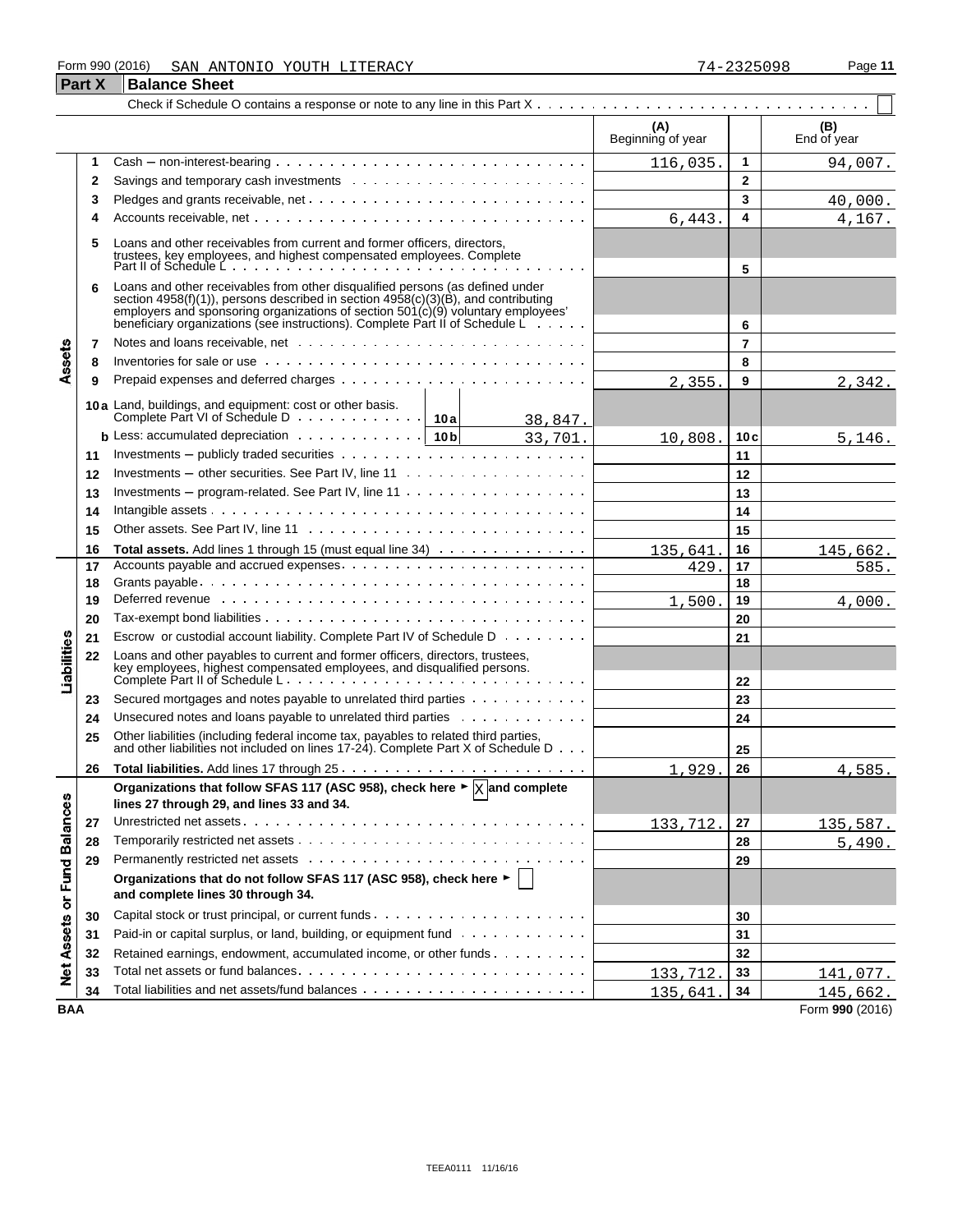Form 990 (2016) SAN ANTONIO YOUTH LITERACY 74-2325098 Page 11

## Part X Balance Sheet

Check if Schedule O contains a response or note to any line in this Part X . . . . . . . . . . . . . . . . . . . . . . . . . . . . . . ☐

| | | | (A) Beginning of year | | (B) End of year |
|---|---|---|---|---|---|
| Assets | 1 | Cash – non-interest-bearing | 116,035. | 1 | 94,007. |
| | 2 | Savings and temporary cash investments | | 2 | |
| | 3 | Pledges and grants receivable, net | | 3 | 40,000. |
| | 4 | Accounts receivable, net | 6,443. | 4 | 4,167. |
| | 5 | Loans and other receivables from current and former officers, directors, trustees, key employees, and highest compensated employees. Complete Part II of Schedule L | | 5 | |
| | 6 | Loans and other receivables from other disqualified persons (as defined under section 4958(f)(1)), persons described in section 4958(c)(3)(B), and contributing employers and sponsoring organizations of section 501(c)(9) voluntary employees' beneficiary organizations (see instructions). Complete Part II of Schedule L | | 6 | |
| | 7 | Notes and loans receivable, net | | 7 | |
| | 8 | Inventories for sale or use | | 8 | |
| | 9 | Prepaid expenses and deferred charges | 2,355. | 9 | 2,342. |
| | 10a | Land, buildings, and equipment: cost or other basis. Complete Part VI of Schedule D . . . 10a 38,847. | | | |
| | b | Less: accumulated depreciation . . . 10b 33,701. | 10,808. | 10c | 5,146. |
| | 11 | Investments – publicly traded securities | | 11 | |
| | 12 | Investments – other securities. See Part IV, line 11 | | 12 | |
| | 13 | Investments – program-related. See Part IV, line 11 | | 13 | |
| | 14 | Intangible assets | | 14 | |
| | 15 | Other assets. See Part IV, line 11 | | 15 | |
| | 16 | **Total assets.** Add lines 1 through 15 (must equal line 34) | 135,641. | 16 | 145,662. |
| Liabilities | 17 | Accounts payable and accrued expenses | 429. | 17 | 585. |
| | 18 | Grants payable | | 18 | |
| | 19 | Deferred revenue | 1,500. | 19 | 4,000. |
| | 20 | Tax-exempt bond liabilities | | 20 | |
| | 21 | Escrow or custodial account liability. Complete Part IV of Schedule D | | 21 | |
| | 22 | Loans and other payables to current and former officers, directors, trustees, key employees, highest compensated employees, and disqualified persons. Complete Part II of Schedule L | | 22 | |
| | 23 | Secured mortgages and notes payable to unrelated third parties | | 23 | |
| | 24 | Unsecured notes and loans payable to unrelated third parties | | 24 | |
| | 25 | Other liabilities (including federal income tax, payables to related third parties, and other liabilities not included on lines 17-24). Complete Part X of Schedule D | | 25 | |
| | 26 | **Total liabilities.** Add lines 17 through 25 | 1,929. | 26 | 4,585. |
| Net Assets or Fund Balances | | **Organizations that follow SFAS 117 (ASC 958), check here ► ☒ and complete lines 27 through 29, and lines 33 and 34.** | | | |
| | 27 | Unrestricted net assets | 133,712. | 27 | 135,587. |
| | 28 | Temporarily restricted net assets | | 28 | 5,490. |
| | 29 | Permanently restricted net assets | | 29 | |
| | | **Organizations that do not follow SFAS 117 (ASC 958), check here ► ☐ and complete lines 30 through 34.** | | | |
| | 30 | Capital stock or trust principal, or current funds | | 30 | |
| | 31 | Paid-in or capital surplus, or land, building, or equipment fund | | 31 | |
| | 32 | Retained earnings, endowment, accumulated income, or other funds | | 32 | |
| | 33 | Total net assets or fund balances | 133,712. | 33 | 141,077. |
| | 34 | Total liabilities and net assets/fund balances | 135,641. | 34 | 145,662. |

BAA Form **990** (2016)

TEEA0111 11/16/16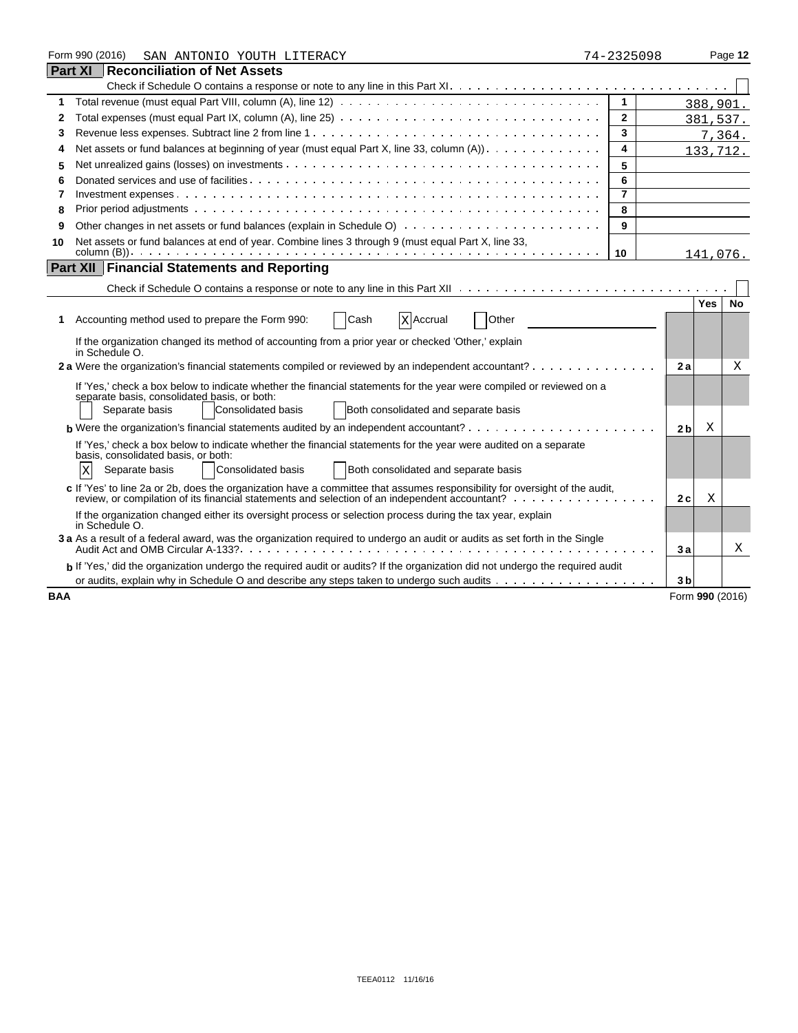Form 990 (2016) SAN ANTONIO YOUTH LITERACY 74-2325098 Page 12

## Part XI Reconciliation of Net Assets

Check if Schedule O contains a response or note to any line in this Part XI. ☐

| | | | |
|---|---|---|---|
| 1 | Total revenue (must equal Part VIII, column (A), line 12) | 1 | 388,901. |
| 2 | Total expenses (must equal Part IX, column (A), line 25) | 2 | 381,537. |
| 3 | Revenue less expenses. Subtract line 2 from line 1 | 3 | 7,364. |
| 4 | Net assets or fund balances at beginning of year (must equal Part X, line 33, column (A)) | 4 | 133,712. |
| 5 | Net unrealized gains (losses) on investments | 5 | |
| 6 | Donated services and use of facilities | 6 | |
| 7 | Investment expenses | 7 | |
| 8 | Prior period adjustments | 8 | |
| 9 | Other changes in net assets or fund balances (explain in Schedule O) | 9 | |
| 10 | Net assets or fund balances at end of year. Combine lines 3 through 9 (must equal Part X, line 33, column (B)) | 10 | 141,076. |

## Part XII Financial Statements and Reporting

Check if Schedule O contains a response or note to any line in this Part XII ☐

| | | | Yes | No |
|---|---|---|---|---|
| 1 | Accounting method used to prepare the Form 990: ☐ Cash ☒ Accrual ☐ Other | | | |
| | If the organization changed its method of accounting from a prior year or checked 'Other,' explain in Schedule O. | | | |
| 2a | Were the organization's financial statements compiled or reviewed by an independent accountant? | 2a | | X |
| | If 'Yes,' check a box below to indicate whether the financial statements for the year were compiled or reviewed on a separate basis, consolidated basis, or both: ☐ Separate basis ☐ Consolidated basis ☐ Both consolidated and separate basis | | | |
| b | Were the organization's financial statements audited by an independent accountant? | 2b | X | |
| | If 'Yes,' check a box below to indicate whether the financial statements for the year were audited on a separate basis, consolidated basis, or both: ☒ Separate basis ☐ Consolidated basis ☐ Both consolidated and separate basis | | | |
| c | If 'Yes' to line 2a or 2b, does the organization have a committee that assumes responsibility for oversight of the audit, review, or compilation of its financial statements and selection of an independent accountant? | 2c | X | |
| | If the organization changed either its oversight process or selection process during the tax year, explain in Schedule O. | | | |
| 3a | As a result of a federal award, was the organization required to undergo an audit or audits as set forth in the Single Audit Act and OMB Circular A-133? | 3a | | X |
| b | If 'Yes,' did the organization undergo the required audit or audits? If the organization did not undergo the required audit or audits, explain why in Schedule O and describe any steps taken to undergo such audits | 3b | | |

BAA Form 990 (2016)

TEEA0112 11/16/16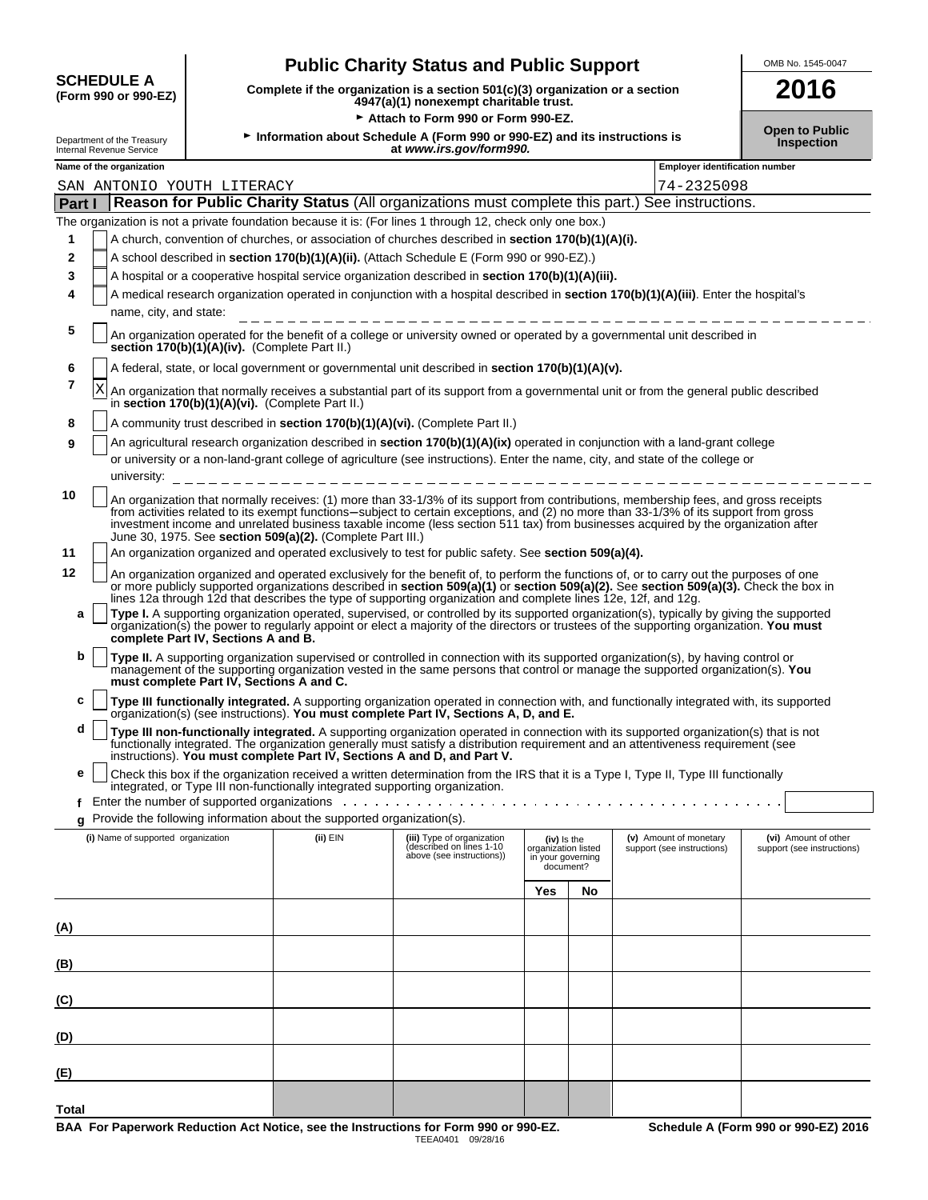**SCHEDULE A (Form 990 or 990-EZ)**

Department of the Treasury
Internal Revenue Service

# Public Charity Status and Public Support

**Complete if the organization is a section 501(c)(3) organization or a section 4947(a)(1) nonexempt charitable trust.**

► **Attach to Form 990 or Form 990-EZ.**

► **Information about Schedule A (Form 990 or 990-EZ) and its instructions is at *www.irs.gov/form990.***

OMB No. 1545-0047

**2016**

**Open to Public Inspection**

**Name of the organization:** SAN ANTONIO YOUTH LITERACY

**Employer identification number:** 74-2325098

## Part I Reason for Public Charity Status (All organizations must complete this part.) See instructions.

The organization is not a private foundation because it is: (For lines 1 through 12, check only one box.)

1. [ ] A church, convention of churches, or association of churches described in **section 170(b)(1)(A)(i).**
2. [ ] A school described in **section 170(b)(1)(A)(ii).** (Attach Schedule E (Form 990 or 990-EZ).)
3. [ ] A hospital or a cooperative hospital service organization described in **section 170(b)(1)(A)(iii).**
4. [ ] A medical research organization operated in conjunction with a hospital described in **section 170(b)(1)(A)(iii)**. Enter the hospital's name, city, and state:
5. [ ] An organization operated for the benefit of a college or university owned or operated by a governmental unit described in **section 170(b)(1)(A)(iv).** (Complete Part II.)
6. [ ] A federal, state, or local government or governmental unit described in **section 170(b)(1)(A)(v).**
7. [X] An organization that normally receives a substantial part of its support from a governmental unit or from the general public described in **section 170(b)(1)(A)(vi).** (Complete Part II.)
8. [ ] A community trust described in **section 170(b)(1)(A)(vi).** (Complete Part II.)
9. [ ] An agricultural research organization described in **section 170(b)(1)(A)(ix)** operated in conjunction with a land-grant college or university or a non-land-grant college of agriculture (see instructions). Enter the name, city, and state of the college or university:
10. [ ] An organization that normally receives: (1) more than 33-1/3% of its support from contributions, membership fees, and gross receipts from activities related to its exempt functions—subject to certain exceptions, and (2) no more than 33-1/3% of its support from gross investment income and unrelated business taxable income (less section 511 tax) from businesses acquired by the organization after June 30, 1975. See **section 509(a)(2).** (Complete Part III.)
11. [ ] An organization organized and operated exclusively to test for public safety. See **section 509(a)(4).**
12. [ ] An organization organized and operated exclusively for the benefit of, to perform the functions of, or to carry out the purposes of one or more publicly supported organizations described in **section 509(a)(1)** or **section 509(a)(2).** See **section 509(a)(3).** Check the box in lines 12a through 12d that describes the type of supporting organization and complete lines 12e, 12f, and 12g.
   - **a** [ ] **Type I.** A supporting organization operated, supervised, or controlled by its supported organization(s), typically by giving the supported organization(s) the power to regularly appoint or elect a majority of the directors or trustees of the supporting organization. **You must complete Part IV, Sections A and B.**
   - **b** [ ] **Type II.** A supporting organization supervised or controlled in connection with its supported organization(s), by having control or management of the supporting organization vested in the same persons that control or manage the supported organization(s). **You must complete Part IV, Sections A and C.**
   - **c** [ ] **Type III functionally integrated.** A supporting organization operated in connection with, and functionally integrated with, its supported organization(s) (see instructions). **You must complete Part IV, Sections A, D, and E.**
   - **d** [ ] **Type III non-functionally integrated.** A supporting organization operated in connection with its supported organization(s) that is not functionally integrated. The organization generally must satisfy a distribution requirement and an attentiveness requirement (see instructions). **You must complete Part IV, Sections A and D, and Part V.**
   - **e** [ ] Check this box if the organization received a written determination from the IRS that it is a Type I, Type II, Type III functionally integrated, or Type III non-functionally integrated supporting organization.
   - **f** Enter the number of supported organizations
   - **g** Provide the following information about the supported organization(s).

| (i) Name of supported organization | (ii) EIN | (iii) Type of organization (described on lines 1-10 above (see instructions)) | (iv) Is the organization listed in your governing document? Yes | No | (v) Amount of monetary support (see instructions) | (vi) Amount of other support (see instructions) |
|---|---|---|---|---|---|---|
| (A) | | | | | | |
| (B) | | | | | | |
| (C) | | | | | | |
| (D) | | | | | | |
| (E) | | | | | | |
| Total | | | | | | |

**BAA For Paperwork Reduction Act Notice, see the Instructions for Form 990 or 990-EZ.** TEEA0401 09/28/16 **Schedule A (Form 990 or 990-EZ) 2016**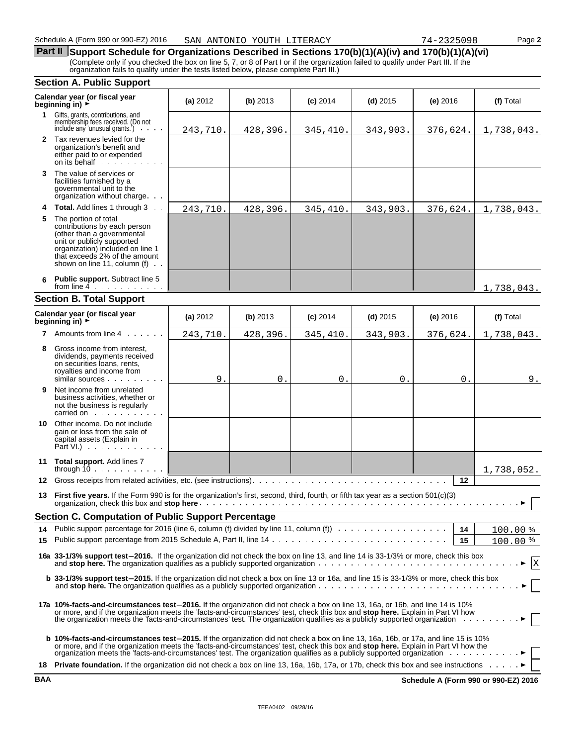Schedule A (Form 990 or 990-EZ) 2016 SAN ANTONIO YOUTH LITERACY 74-2325098 Page 2

## Part II Support Schedule for Organizations Described in Sections 170(b)(1)(A)(iv) and 170(b)(1)(A)(vi)

(Complete only if you checked the box on line 5, 7, or 8 of Part I or if the organization failed to qualify under Part III. If the organization fails to qualify under the tests listed below, please complete Part III.)

### Section A. Public Support

| Calendar year (or fiscal year beginning in) ► | (a) 2012 | (b) 2013 | (c) 2014 | (d) 2015 | (e) 2016 | (f) Total |
|---|---|---|---|---|---|---|
| **1** Gifts, grants, contributions, and membership fees received. (Do not include any 'unusual grants.') | 243,710. | 428,396. | 345,410. | 343,903. | 376,624. | 1,738,043. |
| **2** Tax revenues levied for the organization's benefit and either paid to or expended on its behalf | | | | | | |
| **3** The value of services or facilities furnished by a governmental unit to the organization without charge | | | | | | |
| **4 Total.** Add lines 1 through 3 | 243,710. | 428,396. | 345,410. | 343,903. | 376,624. | 1,738,043. |
| **5** The portion of total contributions by each person (other than a governmental unit or publicly supported organization) included on line 1 that exceeds 2% of the amount shown on line 11, column (f) | | | | | | |
| **6 Public support.** Subtract line 5 from line 4 | | | | | | 1,738,043. |

### Section B. Total Support

| Calendar year (or fiscal year beginning in) ► | (a) 2012 | (b) 2013 | (c) 2014 | (d) 2015 | (e) 2016 | (f) Total |
|---|---|---|---|---|---|---|
| **7** Amounts from line 4 | 243,710. | 428,396. | 345,410. | 343,903. | 376,624. | 1,738,043. |
| **8** Gross income from interest, dividends, payments received on securities loans, rents, royalties and income from similar sources | 9. | 0. | 0. | 0. | 0. | 9. |
| **9** Net income from unrelated business activities, whether or not the business is regularly carried on | | | | | | |
| **10** Other income. Do not include gain or loss from the sale of capital assets (Explain in Part VI.) | | | | | | |
| **11 Total support.** Add lines 7 through 10 | | | | | | 1,738,052. |

**12** Gross receipts from related activities, etc. (see instructions) **12**

**13 First five years.** If the Form 990 is for the organization's first, second, third, fourth, or fifth tax year as a section 501(c)(3) organization, check this box and **stop here** ► ☐

### Section C. Computation of Public Support Percentage

**14** Public support percentage for 2016 (line 6, column (f) divided by line 11, column (f)) **14** 100.00 %

**15** Public support percentage from 2015 Schedule A, Part II, line 14 **15** 100.00 %

**16a 33-1/3% support test–2016.** If the organization did not check the box on line 13, and line 14 is 33-1/3% or more, check this box and **stop here.** The organization qualifies as a publicly supported organization ► ☒

**b 33-1/3% support test–2015.** If the organization did not check a box on line 13 or 16a, and line 15 is 33-1/3% or more, check this box and **stop here.** The organization qualifies as a publicly supported organization ► ☐

**17a 10%-facts-and-circumstances test–2016.** If the organization did not check a box on line 13, 16a, or 16b, and line 14 is 10% or more, and if the organization meets the 'facts-and-circumstances' test, check this box and **stop here.** Explain in Part VI how the organization meets the 'facts-and-circumstances' test. The organization qualifies as a publicly supported organization ► ☐

**b 10%-facts-and-circumstances test–2015.** If the organization did not check a box on line 13, 16a, 16b, or 17a, and line 15 is 10% or more, and if the organization meets the 'facts-and-circumstances' test, check this box and **stop here.** Explain in Part VI how the organization meets the 'facts-and-circumstances' test. The organization qualifies as a publicly supported organization ► ☐

**18 Private foundation.** If the organization did not check a box on line 13, 16a, 16b, 17a, or 17b, check this box and see instructions ► ☐

**BAA** **Schedule A (Form 990 or 990-EZ) 2016**

TEEA0402 09/28/16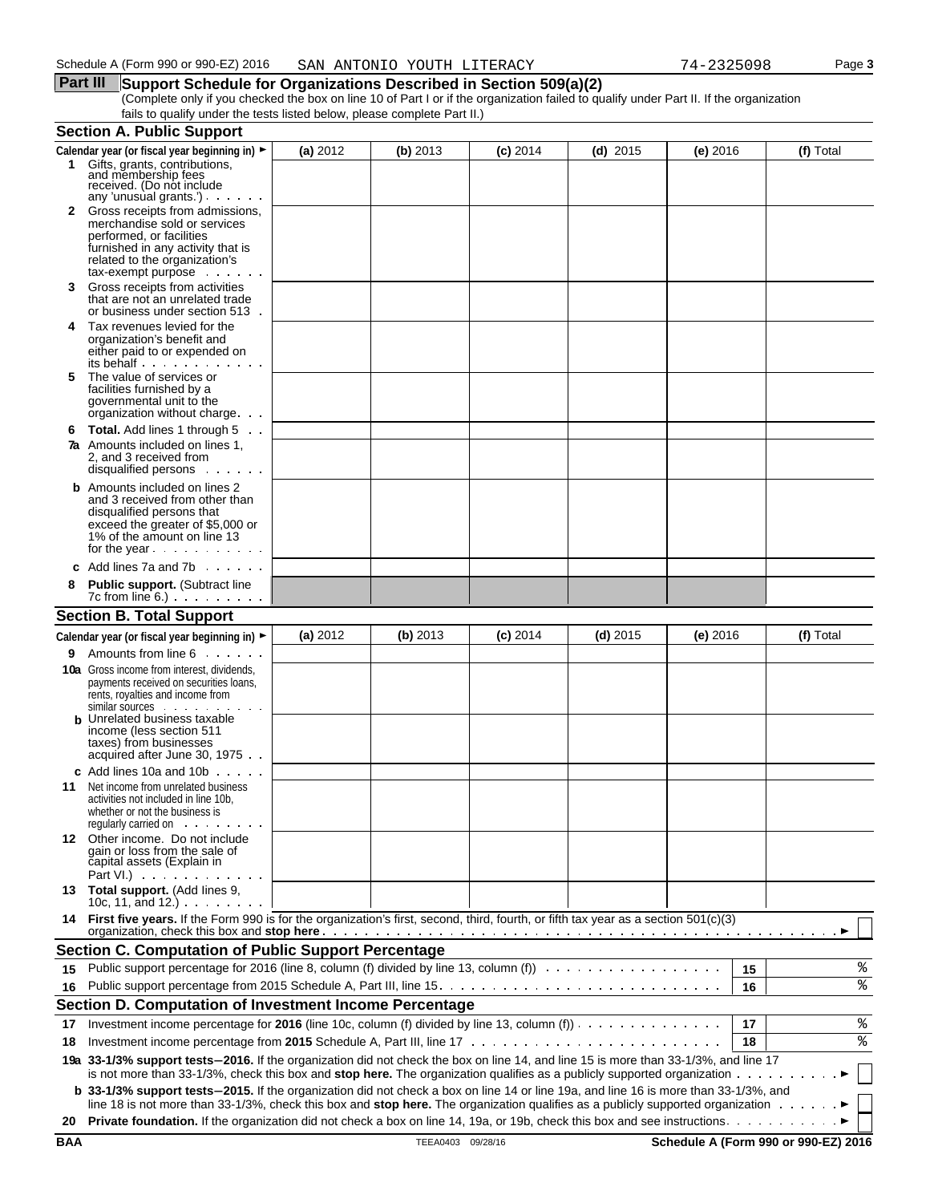Schedule A (Form 990 or 990-EZ) 2016 SAN ANTONIO YOUTH LITERACY 74-2325098 Page 3

## Part III Support Schedule for Organizations Described in Section 509(a)(2)

(Complete only if you checked the box on line 10 of Part I or if the organization failed to qualify under Part II. If the organization fails to qualify under the tests listed below, please complete Part II.)

### Section A. Public Support

| Calendar year (or fiscal year beginning in) ► | (a) 2012 | (b) 2013 | (c) 2014 | (d) 2015 | (e) 2016 | (f) Total |
|---|---|---|---|---|---|---|
| **1** Gifts, grants, contributions, and membership fees received. (Do not include any 'unusual grants.') | | | | | | |
| **2** Gross receipts from admissions, merchandise sold or services performed, or facilities furnished in any activity that is related to the organization's tax-exempt purpose | | | | | | |
| **3** Gross receipts from activities that are not an unrelated trade or business under section 513 | | | | | | |
| **4** Tax revenues levied for the organization's benefit and either paid to or expended on its behalf | | | | | | |
| **5** The value of services or facilities furnished by a governmental unit to the organization without charge | | | | | | |
| **6 Total.** Add lines 1 through 5 | | | | | | |
| **7a** Amounts included on lines 1, 2, and 3 received from disqualified persons | | | | | | |
| **b** Amounts included on lines 2 and 3 received from other than disqualified persons that exceed the greater of $5,000 or 1% of the amount on line 13 for the year | | | | | | |
| **c** Add lines 7a and 7b | | | | | | |
| **8 Public support.** (Subtract line 7c from line 6.) | | | | | | |

### Section B. Total Support

| Calendar year (or fiscal year beginning in) ► | (a) 2012 | (b) 2013 | (c) 2014 | (d) 2015 | (e) 2016 | (f) Total |
|---|---|---|---|---|---|---|
| **9** Amounts from line 6 | | | | | | |
| **10a** Gross income from interest, dividends, payments received on securities loans, rents, royalties and income from similar sources | | | | | | |
| **b** Unrelated business taxable income (less section 511 taxes) from businesses acquired after June 30, 1975 | | | | | | |
| **c** Add lines 10a and 10b | | | | | | |
| **11** Net income from unrelated business activities not included in line 10b, whether or not the business is regularly carried on | | | | | | |
| **12** Other income. Do not include gain or loss from the sale of capital assets (Explain in Part VI.) | | | | | | |
| **13 Total support.** (Add lines 9, 10c, 11, and 12.) | | | | | | |

**14 First five years.** If the Form 990 is for the organization's first, second, third, fourth, or fifth tax year as a section 501(c)(3) organization, check this box and **stop here** ► ☐

### Section C. Computation of Public Support Percentage

| | | | |
|---|---|---|---|
| **15** | Public support percentage for 2016 (line 8, column (f) divided by line 13, column (f)) | 15 | % |
| **16** | Public support percentage from 2015 Schedule A, Part III, line 15 | 16 | % |

### Section D. Computation of Investment Income Percentage

| | | | |
|---|---|---|---|
| **17** | Investment income percentage for **2016** (line 10c, column (f) divided by line 13, column (f)) | 17 | % |
| **18** | Investment income percentage from **2015** Schedule A, Part III, line 17 | 18 | % |

**19a 33-1/3% support tests–2016.** If the organization did not check the box on line 14, and line 15 is more than 33-1/3%, and line 17 is not more than 33-1/3%, check this box and **stop here.** The organization qualifies as a publicly supported organization ► ☐

**b 33-1/3% support tests–2015.** If the organization did not check a box on line 14 or line 19a, and line 16 is more than 33-1/3%, and line 18 is not more than 33-1/3%, check this box and **stop here.** The organization qualifies as a publicly supported organization ► ☐

**20 Private foundation.** If the organization did not check a box on line 14, 19a, or 19b, check this box and see instructions ► ☐

BAA TEEA0403 09/28/16 **Schedule A (Form 990 or 990-EZ) 2016**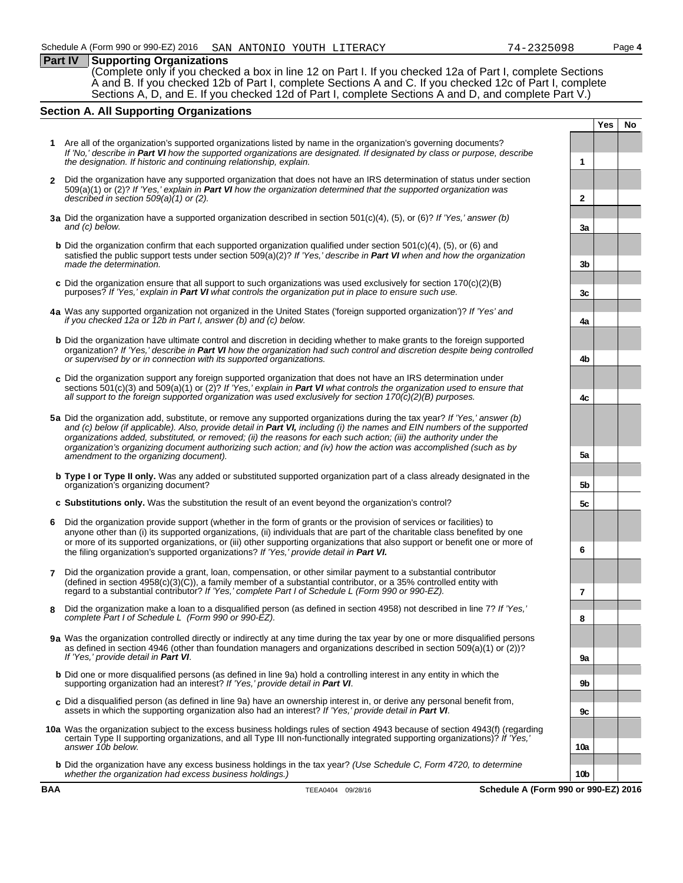Schedule A (Form 990 or 990-EZ) 2016 SAN ANTONIO YOUTH LITERACY 74-2325098

## Part IV Supporting Organizations

(Complete only if you checked a box in line 12 on Part I. If you checked 12a of Part I, complete Sections A and B. If you checked 12b of Part I, complete Sections A and C. If you checked 12c of Part I, complete Sections A, D, and E. If you checked 12d of Part I, complete Sections A and D, and complete Part V.)

### Section A. All Supporting Organizations

| | | Line | Yes | No |
|---|---|---|---|---|
| **1** | Are all of the organization's supported organizations listed by name in the organization's governing documents? *If 'No,' describe in **Part VI** how the supported organizations are designated. If designated by class or purpose, describe the designation. If historic and continuing relationship, explain.* | 1 | | |
| **2** | Did the organization have any supported organization that does not have an IRS determination of status under section 509(a)(1) or (2)? *If 'Yes,' explain in **Part VI** how the organization determined that the supported organization was described in section 509(a)(1) or (2).* | 2 | | |
| **3a** | Did the organization have a supported organization described in section 501(c)(4), (5), or (6)? *If 'Yes,' answer (b) and (c) below.* | 3a | | |
| **b** | Did the organization confirm that each supported organization qualified under section 501(c)(4), (5), or (6) and satisfied the public support tests under section 509(a)(2)? *If 'Yes,' describe in **Part VI** when and how the organization made the determination.* | 3b | | |
| **c** | Did the organization ensure that all support to such organizations was used exclusively for section 170(c)(2)(B) purposes? *If 'Yes,' explain in **Part VI** what controls the organization put in place to ensure such use.* | 3c | | |
| **4a** | Was any supported organization not organized in the United States ('foreign supported organization')? *If 'Yes' and if you checked 12a or 12b in Part I, answer (b) and (c) below.* | 4a | | |
| **b** | Did the organization have ultimate control and discretion in deciding whether to make grants to the foreign supported organization? *If 'Yes,' describe in **Part VI** how the organization had such control and discretion despite being controlled or supervised by or in connection with its supported organizations.* | 4b | | |
| **c** | Did the organization support any foreign supported organization that does not have an IRS determination under sections 501(c)(3) and 509(a)(1) or (2)? *If 'Yes,' explain in **Part VI** what controls the organization used to ensure that all support to the foreign supported organization was used exclusively for section 170(c)(2)(B) purposes.* | 4c | | |
| **5a** | Did the organization add, substitute, or remove any supported organizations during the tax year? *If 'Yes,' answer (b) and (c) below (if applicable). Also, provide detail in **Part VI,** including (i) the names and EIN numbers of the supported organizations added, substituted, or removed; (ii) the reasons for each such action; (iii) the authority under the organization's organizing document authorizing such action; and (iv) how the action was accomplished (such as by amendment to the organizing document).* | 5a | | |
| **b** | **Type I or Type II only.** Was any added or substituted supported organization part of a class already designated in the organization's organizing document? | 5b | | |
| **c** | **Substitutions only.** Was the substitution the result of an event beyond the organization's control? | 5c | | |
| **6** | Did the organization provide support (whether in the form of grants or the provision of services or facilities) to anyone other than (i) its supported organizations, (ii) individuals that are part of the charitable class benefited by one or more of its supported organizations, or (iii) other supporting organizations that also support or benefit one or more of the filing organization's supported organizations? *If 'Yes,' provide detail in **Part VI.*** | 6 | | |
| **7** | Did the organization provide a grant, loan, compensation, or other similar payment to a substantial contributor (defined in section 4958(c)(3)(C)), a family member of a substantial contributor, or a 35% controlled entity with regard to a substantial contributor? *If 'Yes,' complete Part I of Schedule L (Form 990 or 990-EZ).* | 7 | | |
| **8** | Did the organization make a loan to a disqualified person (as defined in section 4958) not described in line 7? *If 'Yes,' complete Part I of Schedule L (Form 990 or 990-EZ).* | 8 | | |
| **9a** | Was the organization controlled directly or indirectly at any time during the tax year by one or more disqualified persons as defined in section 4946 (other than foundation managers and organizations described in section 509(a)(1) or (2))? *If 'Yes,' provide detail in **Part VI**.* | 9a | | |
| **b** | Did one or more disqualified persons (as defined in line 9a) hold a controlling interest in any entity in which the supporting organization had an interest? *If 'Yes,' provide detail in **Part VI**.* | 9b | | |
| **c** | Did a disqualified person (as defined in line 9a) have an ownership interest in, or derive any personal benefit from, assets in which the supporting organization also had an interest? *If 'Yes,' provide detail in **Part VI**.* | 9c | | |
| **10a** | Was the organization subject to the excess business holdings rules of section 4943 because of section 4943(f) (regarding certain Type II supporting organizations, and all Type III non-functionally integrated supporting organizations)? *If 'Yes,' answer 10b below.* | 10a | | |
| **b** | Did the organization have any excess business holdings in the tax year? *(Use Schedule C, Form 4720, to determine whether the organization had excess business holdings.)* | 10b | | |

BAA TEEA0404 09/28/16 Schedule A (Form 990 or 990-EZ) 2016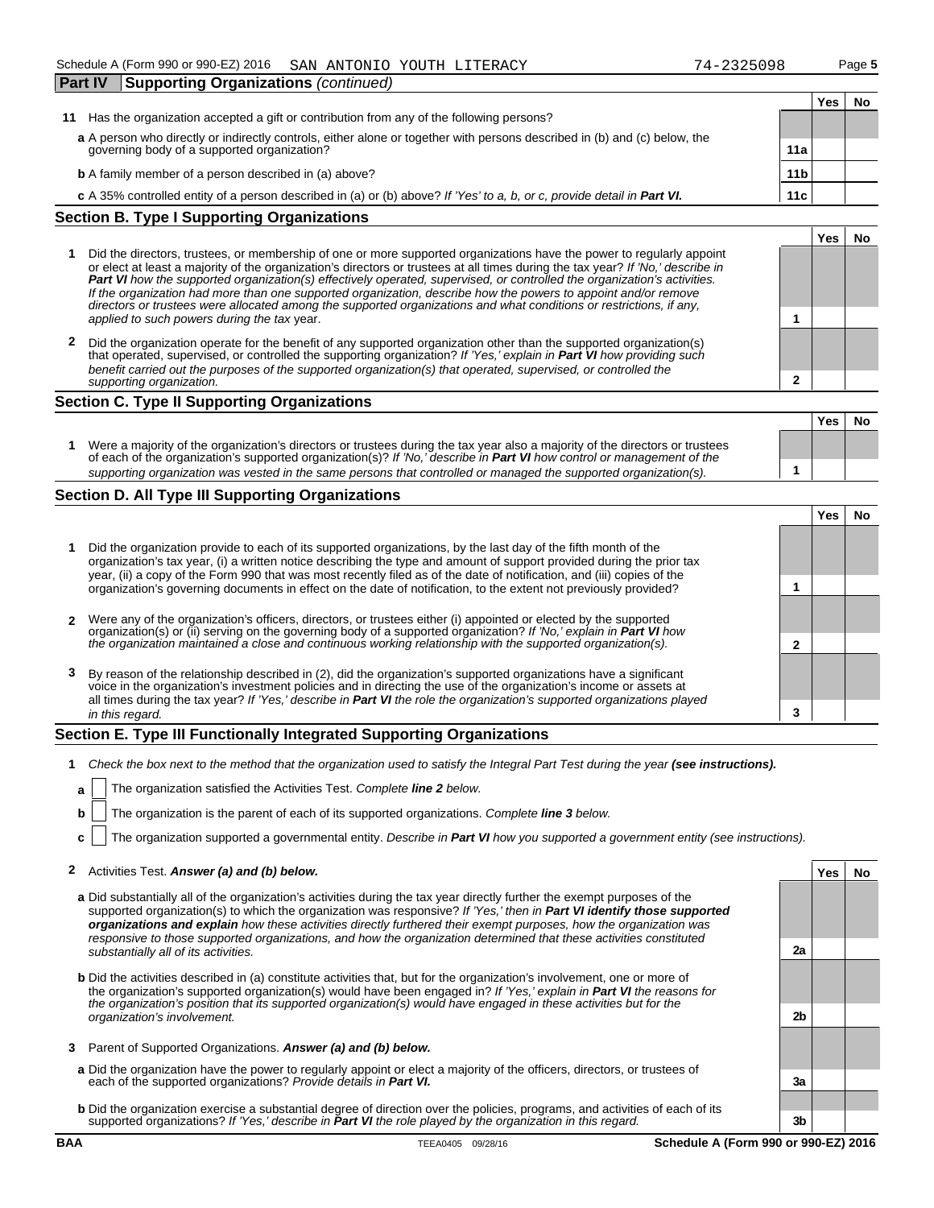Schedule A (Form 990 or 990-EZ) 2016 SAN ANTONIO YOUTH LITERACY 74-2325098

## Part IV Supporting Organizations *(continued)*

| | | | Yes | No |
|---|---|---|---|---|
| 11 | Has the organization accepted a gift or contribution from any of the following persons? | | | |
| | **a** A person who directly or indirectly controls, either alone or together with persons described in (b) and (c) below, the governing body of a supported organization? | 11a | | |
| | **b** A family member of a person described in (a) above? | 11b | | |
| | **c** A 35% controlled entity of a person described in (a) or (b) above? *If 'Yes' to a, b, or c, provide detail in **Part VI.*** | 11c | | |

### Section B. Type I Supporting Organizations

| | | | Yes | No |
|---|---|---|---|---|
| 1 | Did the directors, trustees, or membership of one or more supported organizations have the power to regularly appoint or elect at least a majority of the organization's directors or trustees at all times during the tax year? *If 'No,' describe in **Part VI** how the supported organization(s) effectively operated, supervised, or controlled the organization's activities. If the organization had more than one supported organization, describe how the powers to appoint and/or remove directors or trustees were allocated among the supported organizations and what conditions or restrictions, if any, applied to such powers during the tax* year. | 1 | | |
| 2 | Did the organization operate for the benefit of any supported organization other than the supported organization(s) that operated, supervised, or controlled the supporting organization? *If 'Yes,' explain in **Part VI** how providing such benefit carried out the purposes of the supported organization(s) that operated, supervised, or controlled the supporting organization.* | 2 | | |

### Section C. Type II Supporting Organizations

| | | | Yes | No |
|---|---|---|---|---|
| 1 | Were a majority of the organization's directors or trustees during the tax year also a majority of the directors or trustees of each of the organization's supported organization(s)? *If 'No,' describe in **Part VI** how control or management of the supporting organization was vested in the same persons that controlled or managed the supported organization(s).* | 1 | | |

### Section D. All Type III Supporting Organizations

| | | | Yes | No |
|---|---|---|---|---|
| 1 | Did the organization provide to each of its supported organizations, by the last day of the fifth month of the organization's tax year, (i) a written notice describing the type and amount of support provided during the prior tax year, (ii) a copy of the Form 990 that was most recently filed as of the date of notification, and (iii) copies of the organization's governing documents in effect on the date of notification, to the extent not previously provided? | 1 | | |
| 2 | Were any of the organization's officers, directors, or trustees either (i) appointed or elected by the supported organization(s) or (ii) serving on the governing body of a supported organization? *If 'No,' explain in **Part VI** how the organization maintained a close and continuous working relationship with the supported organization(s).* | 2 | | |
| 3 | By reason of the relationship described in (2), did the organization's supported organizations have a significant voice in the organization's investment policies and in directing the use of the organization's income or assets at all times during the tax year? *If 'Yes,' describe in **Part VI** the role the organization's supported organizations played in this regard.* | 3 | | |

### Section E. Type III Functionally Integrated Supporting Organizations

1 *Check the box next to the method that the organization used to satisfy the Integral Part Test during the year **(see instructions).***

**a** ☐ The organization satisfied the Activities Test. *Complete **line 2** below.*

**b** ☐ The organization is the parent of each of its supported organizations. *Complete **line 3** below.*

**c** ☐ The organization supported a governmental entity. *Describe in **Part VI** how you supported a government entity (see instructions).*

| | | | Yes | No |
|---|---|---|---|---|
| 2 | Activities Test. ***Answer (a) and (b) below.*** | | | |
| | **a** Did substantially all of the organization's activities during the tax year directly further the exempt purposes of the supported organization(s) to which the organization was responsive? *If 'Yes,' then in **Part VI identify those supported organizations and explain** how these activities directly furthered their exempt purposes, how the organization was responsive to those supported organizations, and how the organization determined that these activities constituted substantially all of its activities.* | 2a | | |
| | **b** Did the activities described in (a) constitute activities that, but for the organization's involvement, one or more of the organization's supported organization(s) would have been engaged in? *If 'Yes,' explain in **Part VI** the reasons for the organization's position that its supported organization(s) would have engaged in these activities but for the organization's involvement.* | 2b | | |
| 3 | Parent of Supported Organizations. ***Answer (a) and (b) below.*** | | | |
| | **a** Did the organization have the power to regularly appoint or elect a majority of the officers, directors, or trustees of each of the supported organizations? *Provide details in **Part VI.*** | 3a | | |
| | **b** Did the organization exercise a substantial degree of direction over the policies, programs, and activities of each of its supported organizations? *If 'Yes,' describe in **Part VI** the role played by the organization in this regard.* | 3b | | |

BAA TEEA0405 09/28/16 Schedule A (Form 990 or 990-EZ) 2016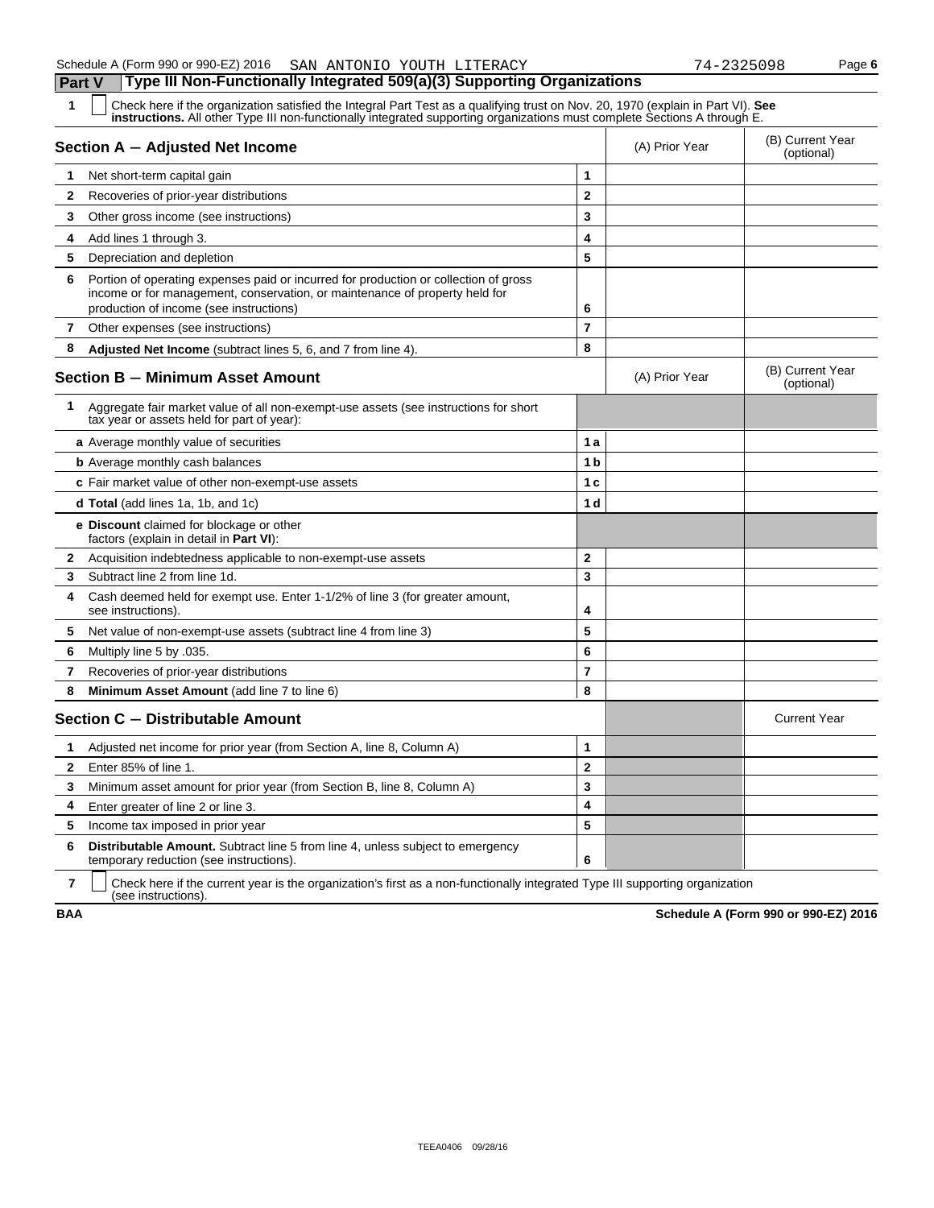Schedule A (Form 990 or 990-EZ) 2016 SAN ANTONIO YOUTH LITERACY 74-2325098

## Part V Type III Non-Functionally Integrated 509(a)(3) Supporting Organizations

**1** ☐ Check here if the organization satisfied the Integral Part Test as a qualifying trust on Nov. 20, 1970 (explain in Part VI). **See instructions.** All other Type III non-functionally integrated supporting organizations must complete Sections A through E.

| **Section A — Adjusted Net Income** | | (A) Prior Year | (B) Current Year (optional) |
|---|---|---|---|
| **1** Net short-term capital gain | 1 | | |
| **2** Recoveries of prior-year distributions | 2 | | |
| **3** Other gross income (see instructions) | 3 | | |
| **4** Add lines 1 through 3. | 4 | | |
| **5** Depreciation and depletion | 5 | | |
| **6** Portion of operating expenses paid or incurred for production or collection of gross income or for management, conservation, or maintenance of property held for production of income (see instructions) | 6 | | |
| **7** Other expenses (see instructions) | 7 | | |
| **8** **Adjusted Net Income** (subtract lines 5, 6, and 7 from line 4). | 8 | | |

| **Section B — Minimum Asset Amount** | | (A) Prior Year | (B) Current Year (optional) |
|---|---|---|---|
| **1** Aggregate fair market value of all non-exempt-use assets (see instructions for short tax year or assets held for part of year): | | | |
| **a** Average monthly value of securities | 1a | | |
| **b** Average monthly cash balances | 1b | | |
| **c** Fair market value of other non-exempt-use assets | 1c | | |
| **d Total** (add lines 1a, 1b, and 1c) | 1d | | |
| **e Discount** claimed for blockage or other factors (explain in detail in **Part VI**): | | | |
| **2** Acquisition indebtedness applicable to non-exempt-use assets | 2 | | |
| **3** Subtract line 2 from line 1d. | 3 | | |
| **4** Cash deemed held for exempt use. Enter 1-1/2% of line 3 (for greater amount, see instructions). | 4 | | |
| **5** Net value of non-exempt-use assets (subtract line 4 from line 3) | 5 | | |
| **6** Multiply line 5 by .035. | 6 | | |
| **7** Recoveries of prior-year distributions | 7 | | |
| **8** **Minimum Asset Amount** (add line 7 to line 6) | 8 | | |

| **Section C — Distributable Amount** | | | Current Year |
|---|---|---|---|
| **1** Adjusted net income for prior year (from Section A, line 8, Column A) | 1 | | |
| **2** Enter 85% of line 1. | 2 | | |
| **3** Minimum asset amount for prior year (from Section B, line 8, Column A) | 3 | | |
| **4** Enter greater of line 2 or line 3. | 4 | | |
| **5** Income tax imposed in prior year | 5 | | |
| **6** **Distributable Amount.** Subtract line 5 from line 4, unless subject to emergency temporary reduction (see instructions). | 6 | | |

**7** ☐ Check here if the current year is the organization's first as a non-functionally integrated Type III supporting organization (see instructions).

**BAA** **Schedule A (Form 990 or 990-EZ) 2016**

TEEA0406 09/28/16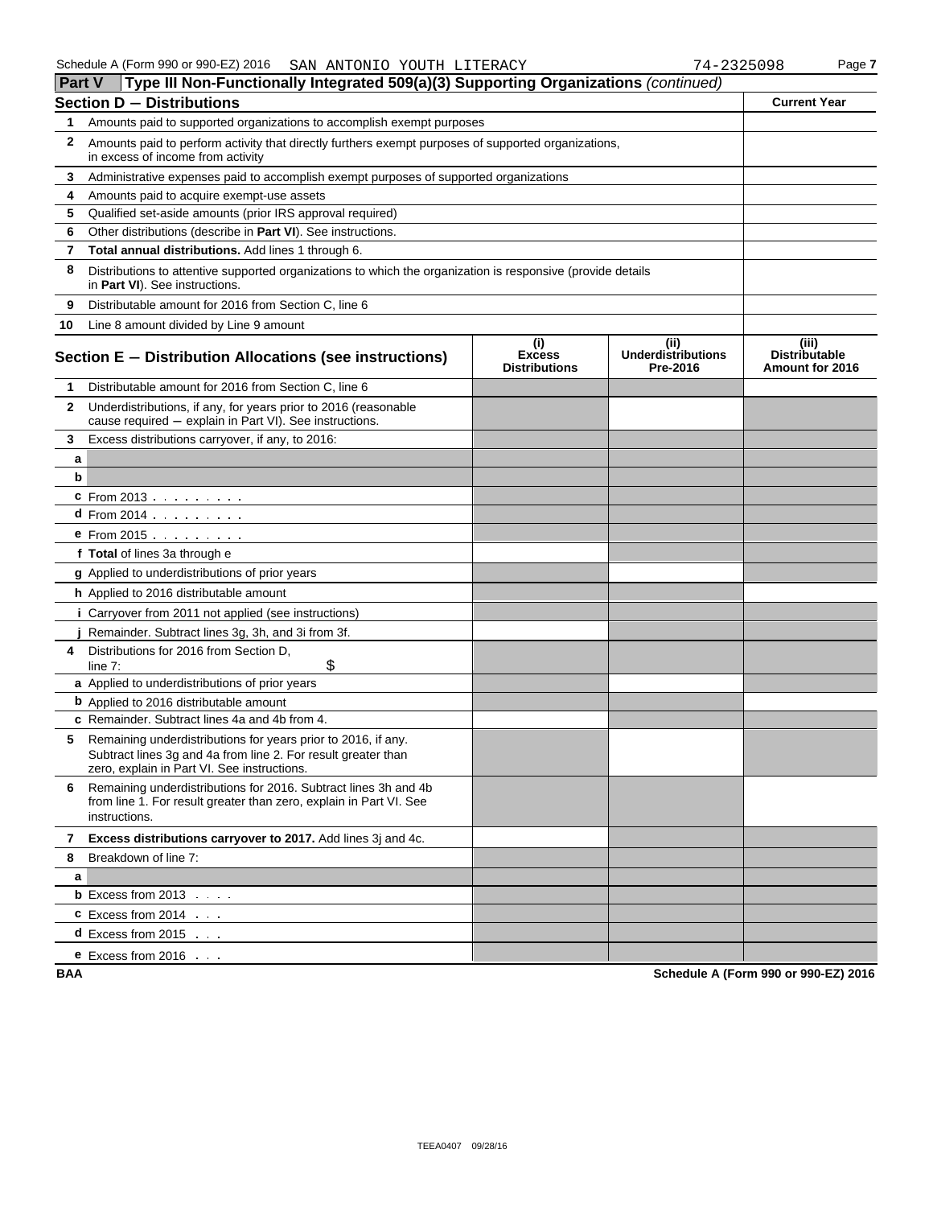Schedule A (Form 990 or 990-EZ) 2016 SAN ANTONIO YOUTH LITERACY 74-2325098 Page 7

## Part V Type III Non-Functionally Integrated 509(a)(3) Supporting Organizations *(continued)*

| **Section D − Distributions** | | **Current Year** |
|---|---|---|
| 1 | Amounts paid to supported organizations to accomplish exempt purposes | |
| 2 | Amounts paid to perform activity that directly furthers exempt purposes of supported organizations, in excess of income from activity | |
| 3 | Administrative expenses paid to accomplish exempt purposes of supported organizations | |
| 4 | Amounts paid to acquire exempt-use assets | |
| 5 | Qualified set-aside amounts (prior IRS approval required) | |
| 6 | Other distributions (describe in **Part VI**). See instructions. | |
| 7 | **Total annual distributions.** Add lines 1 through 6. | |
| 8 | Distributions to attentive supported organizations to which the organization is responsive (provide details in **Part VI**). See instructions. | |
| 9 | Distributable amount for 2016 from Section C, line 6 | |
| 10 | Line 8 amount divided by Line 9 amount | |

| **Section E − Distribution Allocations (see instructions)** | | (i) Excess Distributions | (ii) Underdistributions Pre-2016 | (iii) Distributable Amount for 2016 |
|---|---|---|---|---|
| 1 | Distributable amount for 2016 from Section C, line 6 | | | |
| 2 | Underdistributions, if any, for years prior to 2016 (reasonable cause required − explain in Part VI). See instructions. | | | |
| 3 | Excess distributions carryover, if any, to 2016: | | | |
| a | | | | |
| b | | | | |
| c | From 2013 | | | |
| d | From 2014 | | | |
| e | From 2015 | | | |
| f | **Total** of lines 3a through e | | | |
| g | Applied to underdistributions of prior years | | | |
| h | Applied to 2016 distributable amount | | | |
| i | Carryover from 2011 not applied (see instructions) | | | |
| j | Remainder. Subtract lines 3g, 3h, and 3i from 3f. | | | |
| 4 | Distributions for 2016 from Section D, line 7: $ | | | |
| a | Applied to underdistributions of prior years | | | |
| b | Applied to 2016 distributable amount | | | |
| c | Remainder. Subtract lines 4a and 4b from 4. | | | |
| 5 | Remaining underdistributions for years prior to 2016, if any. Subtract lines 3g and 4a from line 2. For result greater than zero, explain in Part VI. See instructions. | | | |
| 6 | Remaining underdistributions for 2016. Subtract lines 3h and 4b from line 1. For result greater than zero, explain in Part VI. See instructions. | | | |
| 7 | **Excess distributions carryover to 2017.** Add lines 3j and 4c. | | | |
| 8 | Breakdown of line 7: | | | |
| a | | | | |
| b | Excess from 2013 | | | |
| c | Excess from 2014 | | | |
| d | Excess from 2015 | | | |
| e | Excess from 2016 | | | |

BAA **Schedule A (Form 990 or 990-EZ) 2016**

TEEA0407 09/28/16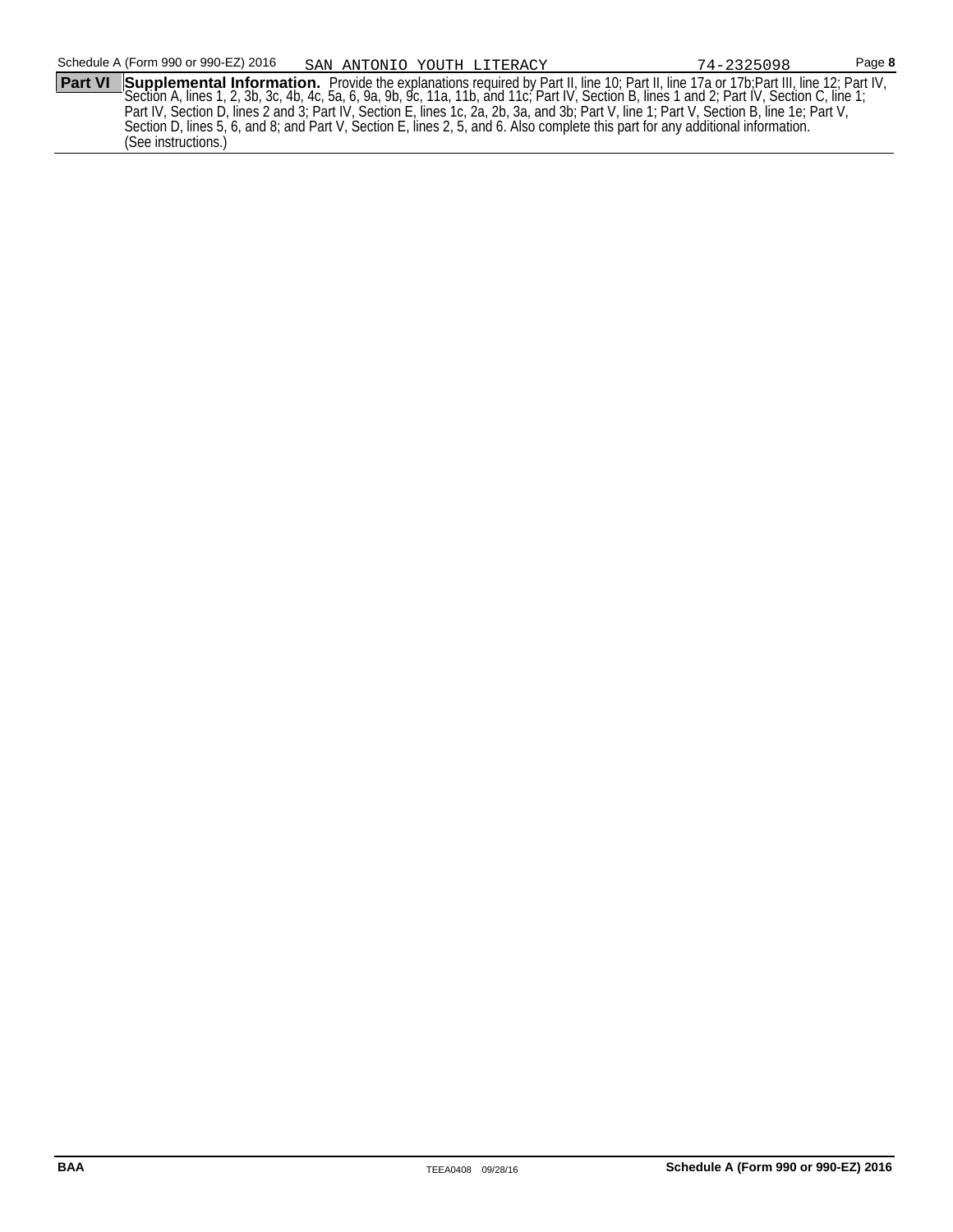**Part VI** **Supplemental Information.** Provide the explanations required by Part II, line 10; Part II, line 17a or 17b;Part III, line 12; Part IV, Section A, lines 1, 2, 3b, 3c, 4b, 4c, 5a, 6, 9a, 9b, 9c, 11a, 11b, and 11c; Part IV, Section B, lines 1 and 2; Part IV, Section C, line 1; Part IV, Section D, lines 2 and 3; Part IV, Section E, lines 1c, 2a, 2b, 3a, and 3b; Part V, line 1; Part V, Section B, line 1e; Part V, Section D, lines 5, 6, and 8; and Part V, Section E, lines 2, 5, and 6. Also complete this part for any additional information. (See instructions.)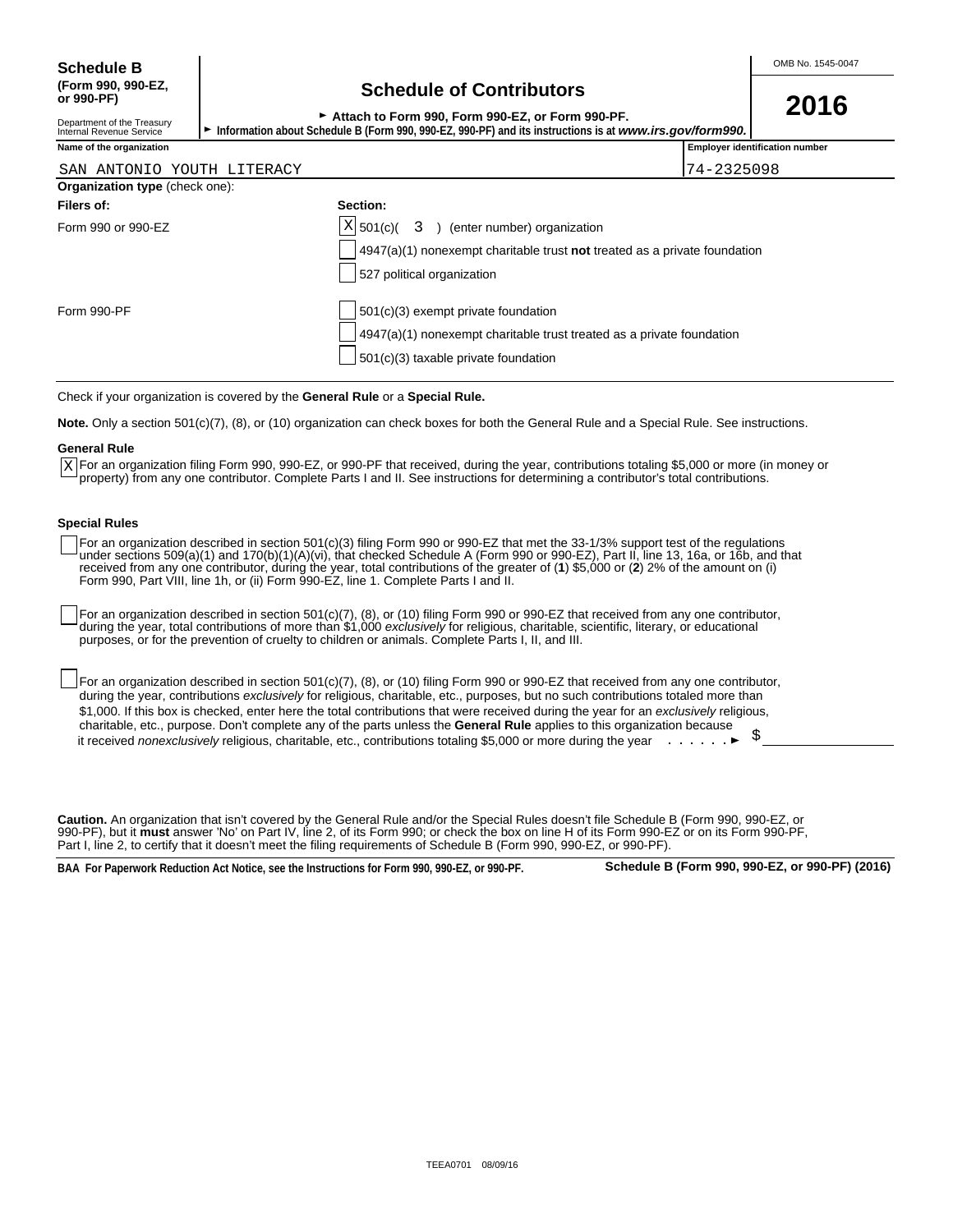**Schedule B**
**(Form 990, 990-EZ, or 990-PF)**

Department of the Treasury
Internal Revenue Service

# Schedule of Contributors

► **Attach to Form 990, Form 990-EZ, or Form 990-PF.**
► **Information about Schedule B (Form 990, 990-EZ, 990-PF) and its instructions is at *www.irs.gov/form990.***

OMB No. 1545-0047

**2016**

| Name of the organization | Employer identification number |
|---|---|
| SAN ANTONIO YOUTH LITERACY | 74-2325098 |

**Organization type** (check one):

| Filers of: | Section: |
|---|---|
| Form 990 or 990-EZ | [X] 501(c)( 3 ) (enter number) organization |
| | [ ] 4947(a)(1) nonexempt charitable trust **not** treated as a private foundation |
| | [ ] 527 political organization |
| Form 990-PF | [ ] 501(c)(3) exempt private foundation |
| | [ ] 4947(a)(1) nonexempt charitable trust treated as a private foundation |
| | [ ] 501(c)(3) taxable private foundation |

Check if your organization is covered by the **General Rule** or a **Special Rule.**

**Note.** Only a section 501(c)(7), (8), or (10) organization can check boxes for both the General Rule and a Special Rule. See instructions.

**General Rule**

[X] For an organization filing Form 990, 990-EZ, or 990-PF that received, during the year, contributions totaling $5,000 or more (in money or property) from any one contributor. Complete Parts I and II. See instructions for determining a contributor's total contributions.

**Special Rules**

[ ] For an organization described in section 501(c)(3) filing Form 990 or 990-EZ that met the 33-1/3% support test of the regulations under sections 509(a)(1) and 170(b)(1)(A)(vi), that checked Schedule A (Form 990 or 990-EZ), Part II, line 13, 16a, or 16b, and that received from any one contributor, during the year, total contributions of the greater of (**1**) $5,000 or (**2**) 2% of the amount on (i) Form 990, Part VIII, line 1h, or (ii) Form 990-EZ, line 1. Complete Parts I and II.

[ ] For an organization described in section 501(c)(7), (8), or (10) filing Form 990 or 990-EZ that received from any one contributor, during the year, total contributions of more than $1,000 *exclusively* for religious, charitable, scientific, literary, or educational purposes, or for the prevention of cruelty to children or animals. Complete Parts I, II, and III.

[ ] For an organization described in section 501(c)(7), (8), or (10) filing Form 990 or 990-EZ that received from any one contributor, during the year, contributions *exclusively* for religious, charitable, etc., purposes, but no such contributions totaled more than $1,000. If this box is checked, enter here the total contributions that were received during the year for an *exclusively* religious, charitable, etc., purpose. Don't complete any of the parts unless the **General Rule** applies to this organization because it received *nonexclusively* religious, charitable, etc., contributions totaling $5,000 or more during the year . . . . . . ► $ ____________

**Caution.** An organization that isn't covered by the General Rule and/or the Special Rules doesn't file Schedule B (Form 990, 990-EZ, or 990-PF), but it **must** answer 'No' on Part IV, line 2, of its Form 990; or check the box on line H of its Form 990-EZ or on its Form 990-PF, Part I, line 2, to certify that it doesn't meet the filing requirements of Schedule B (Form 990, 990-EZ, or 990-PF).

**BAA For Paperwork Reduction Act Notice, see the Instructions for Form 990, 990-EZ, or 990-PF.** **Schedule B (Form 990, 990-EZ, or 990-PF) (2016)**

TEEA0701 08/09/16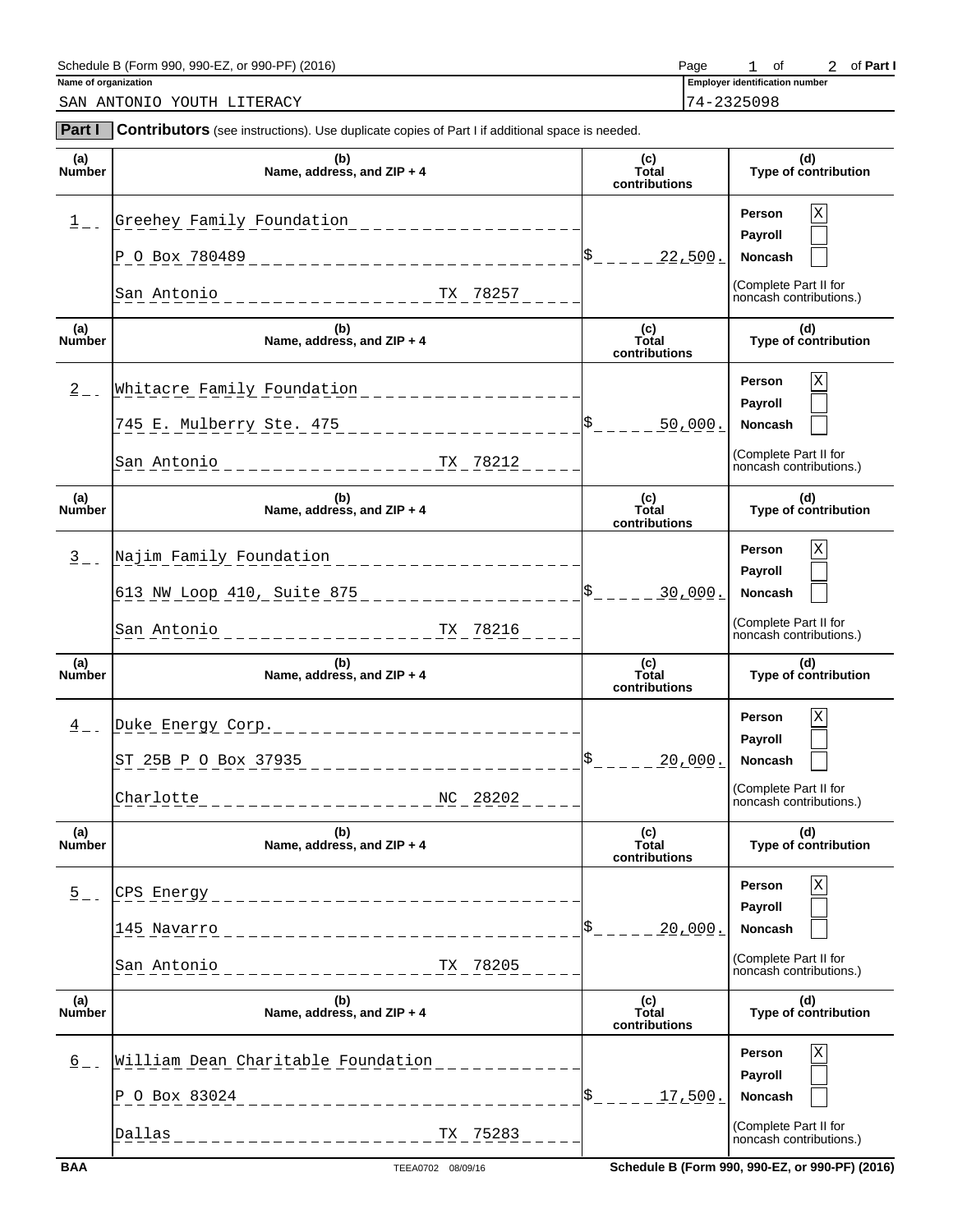Schedule B (Form 990, 990-EZ, or 990-PF) (2016) Page 1 of 2 of Part I

**Name of organization**

SAN ANTONIO YOUTH LITERACY

**Employer identification number**

74-2325098

**Part I Contributors** (see instructions). Use duplicate copies of Part I if additional space is needed.

| (a) Number | (b) Name, address, and ZIP + 4 | (c) Total contributions | (d) Type of contribution |
|---|---|---|---|
| 1 | Greehey Family Foundation<br>P O Box 780489<br>San Antonio TX 78257 | $ 22,500. | Person [X]<br>Payroll [ ]<br>Noncash [ ]<br>(Complete Part II for noncash contributions.) |
| 2 | Whitacre Family Foundation<br>745 E. Mulberry Ste. 475<br>San Antonio TX 78212 | $ 50,000. | Person [X]<br>Payroll [ ]<br>Noncash [ ]<br>(Complete Part II for noncash contributions.) |
| 3 | Najim Family Foundation<br>613 NW Loop 410, Suite 875<br>San Antonio TX 78216 | $ 30,000. | Person [X]<br>Payroll [ ]<br>Noncash [ ]<br>(Complete Part II for noncash contributions.) |
| 4 | Duke Energy Corp.<br>ST 25B P O Box 37935<br>Charlotte NC 28202 | $ 20,000. | Person [X]<br>Payroll [ ]<br>Noncash [ ]<br>(Complete Part II for noncash contributions.) |
| 5 | CPS Energy<br>145 Navarro<br>San Antonio TX 78205 | $ 20,000. | Person [X]<br>Payroll [ ]<br>Noncash [ ]<br>(Complete Part II for noncash contributions.) |
| 6 | William Dean Charitable Foundation<br>P O Box 83024<br>Dallas TX 75283 | $ 17,500. | Person [X]<br>Payroll [ ]<br>Noncash [ ]<br>(Complete Part II for noncash contributions.) |

BAA TEEA0702 08/09/16 Schedule B (Form 990, 990-EZ, or 990-PF) (2016)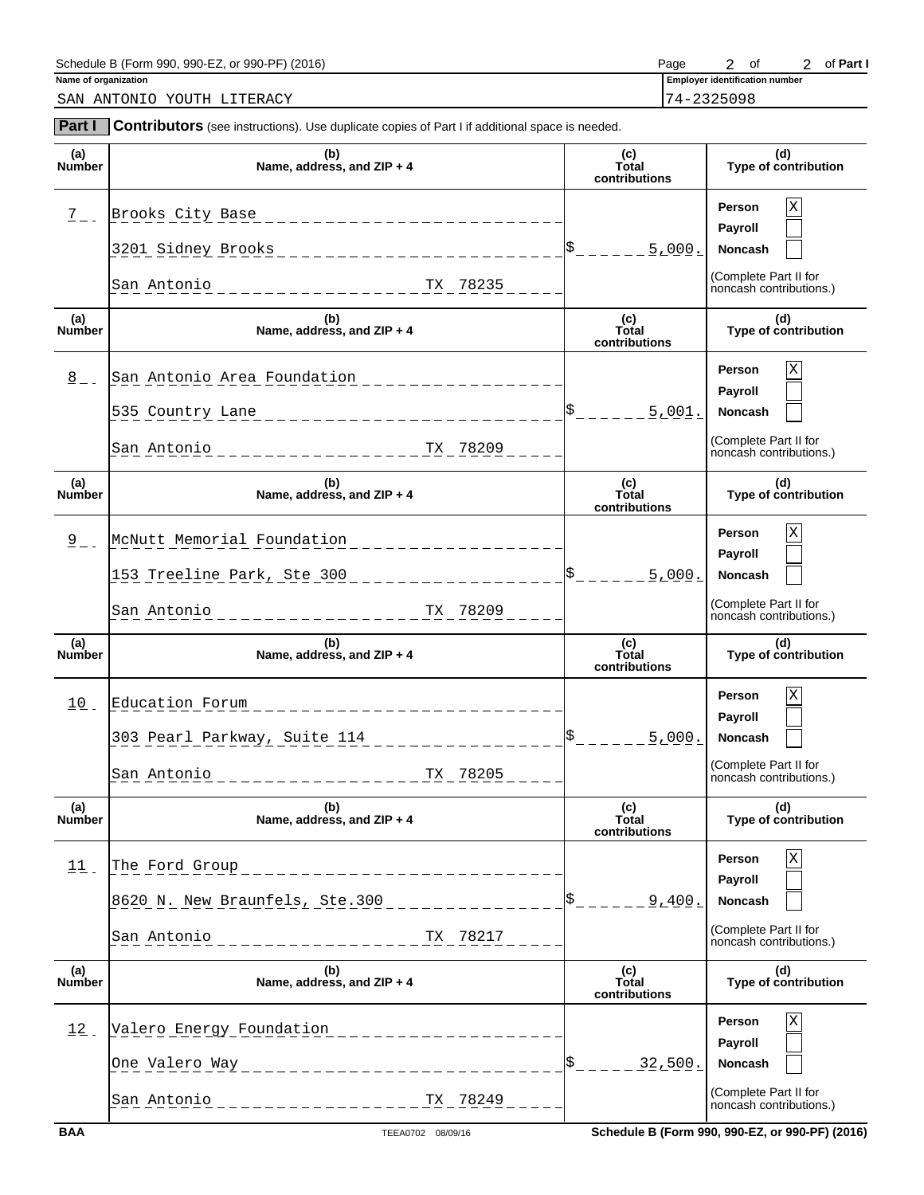Schedule B (Form 990, 990-EZ, or 990-PF) (2016)

Page 2 of 2 of Part I

**Name of organization**

SAN ANTONIO YOUTH LITERACY

**Employer identification number**

74-2325098

**Part I** **Contributors** (see instructions). Use duplicate copies of Part I if additional space is needed.

| (a) Number | (b) Name, address, and ZIP + 4 | (c) Total contributions | (d) Type of contribution |
|---|---|---|---|
| 7 | Brooks City Base<br>3201 Sidney Brooks<br>San Antonio TX 78235 | $ 5,000. | Person [X]<br>Payroll [ ]<br>Noncash [ ]<br>(Complete Part II for noncash contributions.) |
| 8 | San Antonio Area Foundation<br>535 Country Lane<br>San Antonio TX 78209 | $ 5,001. | Person [X]<br>Payroll [ ]<br>Noncash [ ]<br>(Complete Part II for noncash contributions.) |
| 9 | McNutt Memorial Foundation<br>153 Treeline Park, Ste 300<br>San Antonio TX 78209 | $ 5,000. | Person [X]<br>Payroll [ ]<br>Noncash [ ]<br>(Complete Part II for noncash contributions.) |
| 10 | Education Forum<br>303 Pearl Parkway, Suite 114<br>San Antonio TX 78205 | $ 5,000. | Person [X]<br>Payroll [ ]<br>Noncash [ ]<br>(Complete Part II for noncash contributions.) |
| 11 | The Ford Group<br>8620 N. New Braunfels, Ste.300<br>San Antonio TX 78217 | $ 9,400. | Person [X]<br>Payroll [ ]<br>Noncash [ ]<br>(Complete Part II for noncash contributions.) |
| 12 | Valero Energy Foundation<br>One Valero Way<br>San Antonio TX 78249 | $ 32,500. | Person [X]<br>Payroll [ ]<br>Noncash [ ]<br>(Complete Part II for noncash contributions.) |

BAA TEEA0702 08/09/16 Schedule B (Form 990, 990-EZ, or 990-PF) (2016)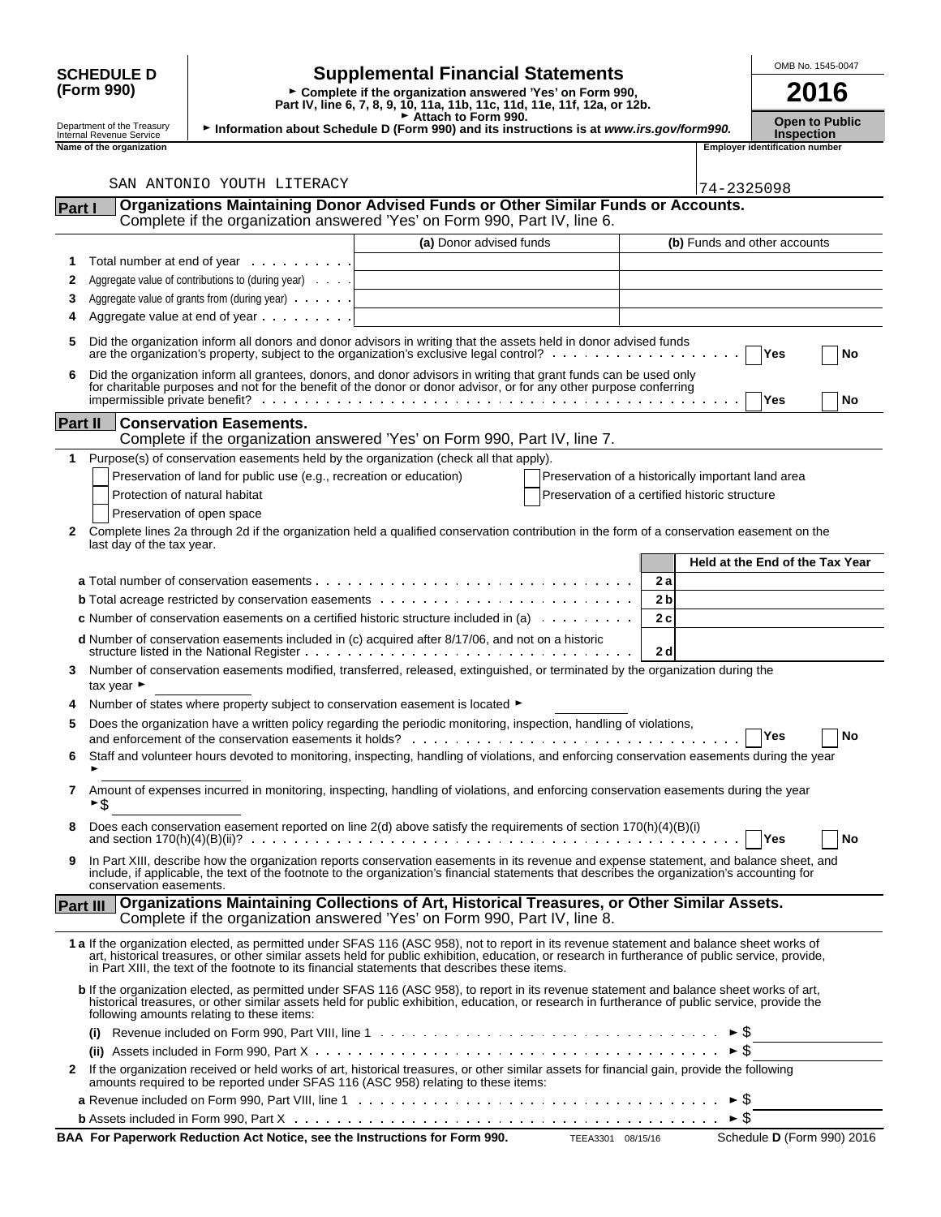**SCHEDULE D (Form 990)**

Department of the Treasury
Internal Revenue Service

# Supplemental Financial Statements

► Complete if the organization answered 'Yes' on Form 990, Part IV, line 6, 7, 8, 9, 10, 11a, 11b, 11c, 11d, 11e, 11f, 12a, or 12b.
► Attach to Form 990.
► Information about Schedule D (Form 990) and its instructions is at *www.irs.gov/form990.*

OMB No. 1545-0047

**2016**

**Open to Public Inspection**

**Name of the organization**
SAN ANTONIO YOUTH LITERACY

**Employer identification number**
74-2325098

## Part I Organizations Maintaining Donor Advised Funds or Other Similar Funds or Accounts.
Complete if the organization answered 'Yes' on Form 990, Part IV, line 6.

| | | (a) Donor advised funds | (b) Funds and other accounts |
|---|---|---|---|
| 1 | Total number at end of year | | |
| 2 | Aggregate value of contributions to (during year) | | |
| 3 | Aggregate value of grants from (during year) | | |
| 4 | Aggregate value at end of year | | |

5 Did the organization inform all donors and donor advisors in writing that the assets held in donor advised funds are the organization's property, subject to the organization's exclusive legal control? ☐ Yes ☐ No

6 Did the organization inform all grantees, donors, and donor advisors in writing that grant funds can be used only for charitable purposes and not for the benefit of the donor or donor advisor, or for any other purpose conferring impermissible private benefit? ☐ Yes ☐ No

## Part II Conservation Easements.
Complete if the organization answered 'Yes' on Form 990, Part IV, line 7.

1 Purpose(s) of conservation easements held by the organization (check all that apply).

☐ Preservation of land for public use (e.g., recreation or education)
☐ Protection of natural habitat
☐ Preservation of open space
☐ Preservation of a historically important land area
☐ Preservation of a certified historic structure

2 Complete lines 2a through 2d if the organization held a qualified conservation contribution in the form of a conservation easement on the last day of the tax year.

| | | Held at the End of the Tax Year |
|---|---|---|
| **a** Total number of conservation easements | 2 a | |
| **b** Total acreage restricted by conservation easements | 2 b | |
| **c** Number of conservation easements on a certified historic structure included in (a) | 2 c | |
| **d** Number of conservation easements included in (c) acquired after 8/17/06, and not on a historic structure listed in the National Register | 2 d | |

3 Number of conservation easements modified, transferred, released, extinguished, or terminated by the organization during the tax year ► ________

4 Number of states where property subject to conservation easement is located ► ________

5 Does the organization have a written policy regarding the periodic monitoring, inspection, handling of violations, and enforcement of the conservation easements it holds? ☐ Yes ☐ No

6 Staff and volunteer hours devoted to monitoring, inspecting, handling of violations, and enforcing conservation easements during the year ► ________

7 Amount of expenses incurred in monitoring, inspecting, handling of violations, and enforcing conservation easements during the year ►$ ________

8 Does each conservation easement reported on line 2(d) above satisfy the requirements of section 170(h)(4)(B)(i) and section 170(h)(4)(B)(ii)? ☐ Yes ☐ No

9 In Part XIII, describe how the organization reports conservation easements in its revenue and expense statement, and balance sheet, and include, if applicable, the text of the footnote to the organization's financial statements that describes the organization's accounting for conservation easements.

## Part III Organizations Maintaining Collections of Art, Historical Treasures, or Other Similar Assets.
Complete if the organization answered 'Yes' on Form 990, Part IV, line 8.

**1 a** If the organization elected, as permitted under SFAS 116 (ASC 958), not to report in its revenue statement and balance sheet works of art, historical treasures, or other similar assets held for public exhibition, education, or research in furtherance of public service, provide, in Part XIII, the text of the footnote to its financial statements that describes these items.

**b** If the organization elected, as permitted under SFAS 116 (ASC 958), to report in its revenue statement and balance sheet works of art, historical treasures, or other similar assets held for public exhibition, education, or research in furtherance of public service, provide the following amounts relating to these items:

**(i)** Revenue included on Form 990, Part VIII, line 1 ► $ ________

**(ii)** Assets included in Form 990, Part X ► $ ________

2 If the organization received or held works of art, historical treasures, or other similar assets for financial gain, provide the following amounts required to be reported under SFAS 116 (ASC 958) relating to these items:

**a** Revenue included on Form 990, Part VIII, line 1 ► $ ________

**b** Assets included in Form 990, Part X ► $ ________

**BAA For Paperwork Reduction Act Notice, see the Instructions for Form 990.** TEEA3301 08/15/16 Schedule **D** (Form 990) 2016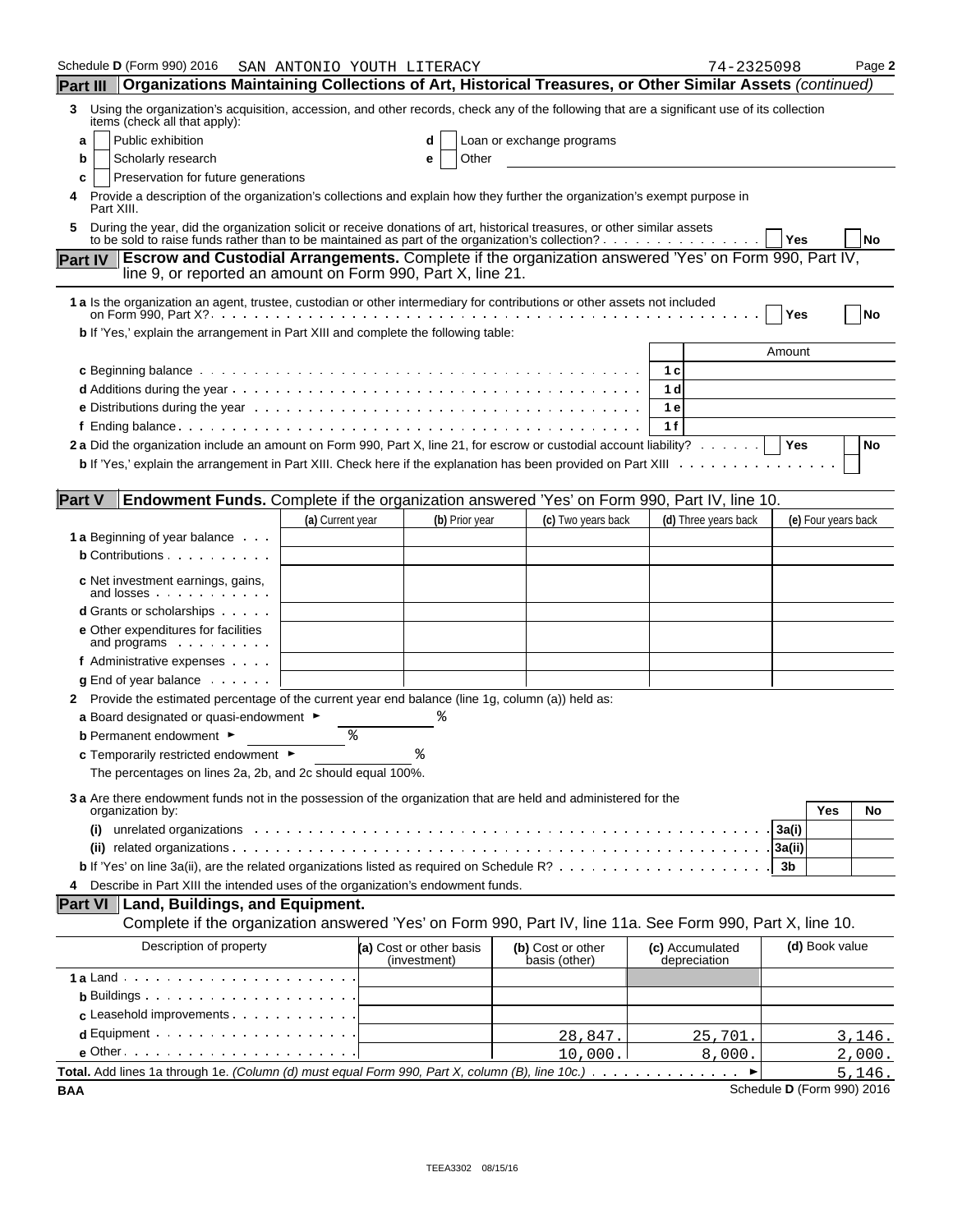Schedule D (Form 990) 2016 SAN ANTONIO YOUTH LITERACY 74-2325098 Page 2

## Part III Organizations Maintaining Collections of Art, Historical Treasures, or Other Similar Assets *(continued)*

**3** Using the organization's acquisition, accession, and other records, check any of the following that are a significant use of its collection items (check all that apply):

- **a** ☐ Public exhibition
- **b** ☐ Scholarly research
- **c** ☐ Preservation for future generations
- **d** ☐ Loan or exchange programs
- **e** ☐ Other

**4** Provide a description of the organization's collections and explain how they further the organization's exempt purpose in Part XIII.

**5** During the year, did the organization solicit or receive donations of art, historical treasures, or other similar assets to be sold to raise funds rather than to be maintained as part of the organization's collection? ☐ Yes ☐ No

## Part IV Escrow and Custodial Arrangements. Complete if the organization answered 'Yes' on Form 990, Part IV, line 9, or reported an amount on Form 990, Part X, line 21.

**1 a** Is the organization an agent, trustee, custodian or other intermediary for contributions or other assets not included on Form 990, Part X? ☐ Yes ☐ No

**b** If 'Yes,' explain the arrangement in Part XIII and complete the following table:

| | | Amount |
|---|---|---|
| **c** Beginning balance | 1c | |
| **d** Additions during the year | 1d | |
| **e** Distributions during the year | 1e | |
| **f** Ending balance | 1f | |

**2 a** Did the organization include an amount on Form 990, Part X, line 21, for escrow or custodial account liability? ☐ Yes ☐ No

**b** If 'Yes,' explain the arrangement in Part XIII. Check here if the explanation has been provided on Part XIII ☐

## Part V Endowment Funds. Complete if the organization answered 'Yes' on Form 990, Part IV, line 10.

| | (a) Current year | (b) Prior year | (c) Two years back | (d) Three years back | (e) Four years back |
|---|---|---|---|---|---|
| **1 a** Beginning of year balance | | | | | |
| **b** Contributions | | | | | |
| **c** Net investment earnings, gains, and losses | | | | | |
| **d** Grants or scholarships | | | | | |
| **e** Other expenditures for facilities and programs | | | | | |
| **f** Administrative expenses | | | | | |
| **g** End of year balance | | | | | |

**2** Provide the estimated percentage of the current year end balance (line 1g, column (a)) held as:

- **a** Board designated or quasi-endowment ► %
- **b** Permanent endowment ► %
- **c** Temporarily restricted endowment ► %

The percentages on lines 2a, 2b, and 2c should equal 100%.

**3 a** Are there endowment funds not in the possession of the organization that are held and administered for the organization by:

| | | Yes | No |
|---|---|---|---|
| **(i)** unrelated organizations | 3a(i) | | |
| **(ii)** related organizations | 3a(ii) | | |
| **b** If 'Yes' on line 3a(ii), are the related organizations listed as required on Schedule R? | 3b | | |

**4** Describe in Part XIII the intended uses of the organization's endowment funds.

## Part VI Land, Buildings, and Equipment.

Complete if the organization answered 'Yes' on Form 990, Part IV, line 11a. See Form 990, Part X, line 10.

| Description of property | (a) Cost or other basis (investment) | (b) Cost or other basis (other) | (c) Accumulated depreciation | (d) Book value |
|---|---|---|---|---|
| **1 a** Land | | | | |
| **b** Buildings | | | | |
| **c** Leasehold improvements | | | | |
| **d** Equipment | | 28,847. | 25,701. | 3,146. |
| **e** Other | | 10,000. | 8,000. | 2,000. |
| **Total.** Add lines 1a through 1e. *(Column (d) must equal Form 990, Part X, column (B), line 10c.)* ► | | | | 5,146. |

BAA Schedule D (Form 990) 2016

TEEA3302 08/15/16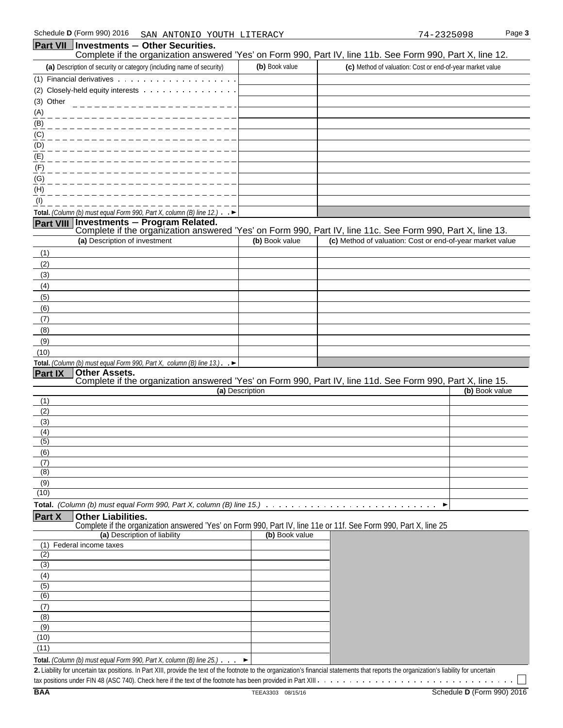Schedule D (Form 990) 2016 SAN ANTONIO YOUTH LITERACY 74-2325098 Page 3

## Part VII Investments — Other Securities.

Complete if the organization answered 'Yes' on Form 990, Part IV, line 11b. See Form 990, Part X, line 12.

| (a) Description of security or category (including name of security) | (b) Book value | (c) Method of valuation: Cost or end-of-year market value |
|---|---|---|
| (1) Financial derivatives | | |
| (2) Closely-held equity interests | | |
| (3) Other | | |
| (A) | | |
| (B) | | |
| (C) | | |
| (D) | | |
| (E) | | |
| (F) | | |
| (G) | | |
| (H) | | |
| (I) | | |
| **Total.** *(Column (b) must equal Form 990, Part X, column (B) line 12.)* ► | | |

## Part VIII Investments — Program Related.

Complete if the organization answered 'Yes' on Form 990, Part IV, line 11c. See Form 990, Part X, line 13.

| (a) Description of investment | (b) Book value | (c) Method of valuation: Cost or end-of-year market value |
|---|---|---|
| (1) | | |
| (2) | | |
| (3) | | |
| (4) | | |
| (5) | | |
| (6) | | |
| (7) | | |
| (8) | | |
| (9) | | |
| (10) | | |
| **Total.** *(Column (b) must equal Form 990, Part X, column (B) line 13.)* ► | | |

## Part IX Other Assets.

Complete if the organization answered 'Yes' on Form 990, Part IV, line 11d. See Form 990, Part X, line 15.

| (a) Description | (b) Book value |
|---|---|
| (1) | |
| (2) | |
| (3) | |
| (4) | |
| (5) | |
| (6) | |
| (7) | |
| (8) | |
| (9) | |
| (10) | |
| **Total.** *(Column (b) must equal Form 990, Part X, column (B) line 15.)* ► | |

## Part X Other Liabilities.

Complete if the organization answered 'Yes' on Form 990, Part IV, line 11e or 11f. See Form 990, Part X, line 25

| (a) Description of liability | (b) Book value |
|---|---|
| (1) Federal income taxes | |
| (2) | |
| (3) | |
| (4) | |
| (5) | |
| (6) | |
| (7) | |
| (8) | |
| (9) | |
| (10) | |
| (11) | |
| **Total.** *(Column (b) must equal Form 990, Part X, column (B) line 25.)* ► | |

**2.** Liability for uncertain tax positions. In Part XIII, provide the text of the footnote to the organization's financial statements that reports the organization's liability for uncertain tax positions under FIN 48 (ASC 740). Check here if the text of the footnote has been provided in Part XIII ☐

BAA TEEA3303 08/15/16 Schedule D (Form 990) 2016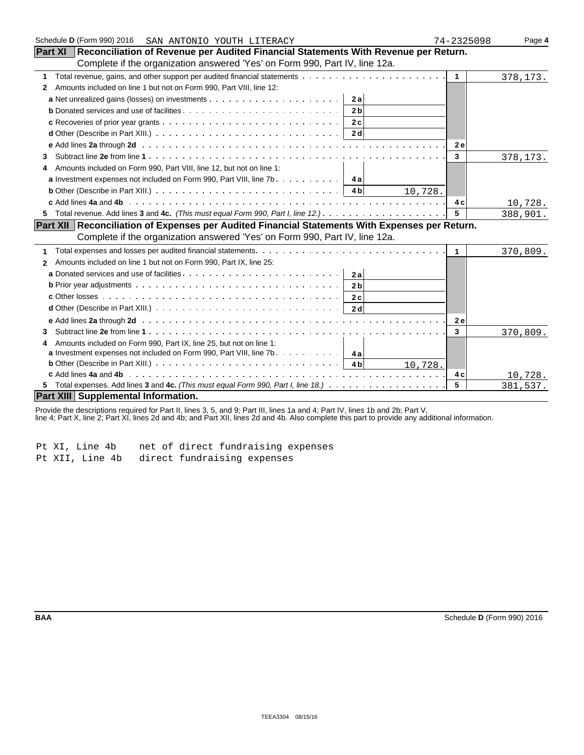Schedule D (Form 990) 2016 SAN ANTONIO YOUTH LITERACY 74-2325098 Page 4

## Part XI Reconciliation of Revenue per Audited Financial Statements With Revenue per Return.

Complete if the organization answered 'Yes' on Form 990, Part IV, line 12a.

| Line | Description | Sub-line | Sub-amount | Line | Amount |
|---|---|---|---|---|---|
| 1 | Total revenue, gains, and other support per audited financial statements | | | 1 | 378,173. |
| 2 | Amounts included on line 1 but not on Form 990, Part VIII, line 12: | | | | |
| | a Net unrealized gains (losses) on investments | 2a | | | |
| | b Donated services and use of facilities | 2b | | | |
| | c Recoveries of prior year grants | 2c | | | |
| | d Other (Describe in Part XIII.) | 2d | | | |
| | e Add lines 2a through 2d | | | 2e | |
| 3 | Subtract line 2e from line 1 | | | 3 | 378,173. |
| 4 | Amounts included on Form 990, Part VIII, line 12, but not on line 1: | | | | |
| | a Investment expenses not included on Form 990, Part VIII, line 7b | 4a | | | |
| | b Other (Describe in Part XIII.) | 4b | 10,728. | | |
| | c Add lines 4a and 4b | | | 4c | 10,728. |
| 5 | Total revenue. Add lines 3 and 4c. *(This must equal Form 990, Part I, line 12.)* | | | 5 | 388,901. |

## Part XII Reconciliation of Expenses per Audited Financial Statements With Expenses per Return.

Complete if the organization answered 'Yes' on Form 990, Part IV, line 12a.

| Line | Description | Sub-line | Sub-amount | Line | Amount |
|---|---|---|---|---|---|
| 1 | Total expenses and losses per audited financial statements | | | 1 | 370,809. |
| 2 | Amounts included on line 1 but not on Form 990, Part IX, line 25: | | | | |
| | a Donated services and use of facilities | 2a | | | |
| | b Prior year adjustments | 2b | | | |
| | c Other losses | 2c | | | |
| | d Other (Describe in Part XIII.) | 2d | | | |
| | e Add lines 2a through 2d | | | 2e | |
| 3 | Subtract line 2e from line 1 | | | 3 | 370,809. |
| 4 | Amounts included on Form 990, Part IX, line 25, but not on line 1: | | | | |
| | a Investment expenses not included on Form 990, Part VIII, line 7b | 4a | | | |
| | b Other (Describe in Part XIII.) | 4b | 10,728. | | |
| | c Add lines 4a and 4b | | | 4c | 10,728. |
| 5 | Total expenses. Add lines 3 and 4c. *(This must equal Form 990, Part I, line 18.)* | | | 5 | 381,537. |

## Part XIII Supplemental Information.

Provide the descriptions required for Part II, lines 3, 5, and 9; Part III, lines 1a and 4; Part IV, lines 1b and 2b; Part V, line 4; Part X, line 2; Part XI, lines 2d and 4b; and Part XII, lines 2d and 4b. Also complete this part to provide any additional information.

Pt XI, Line 4b net of direct fundraising expenses
Pt XII, Line 4b direct fundraising expenses

BAA Schedule D (Form 990) 2016

TEEA3304 08/15/16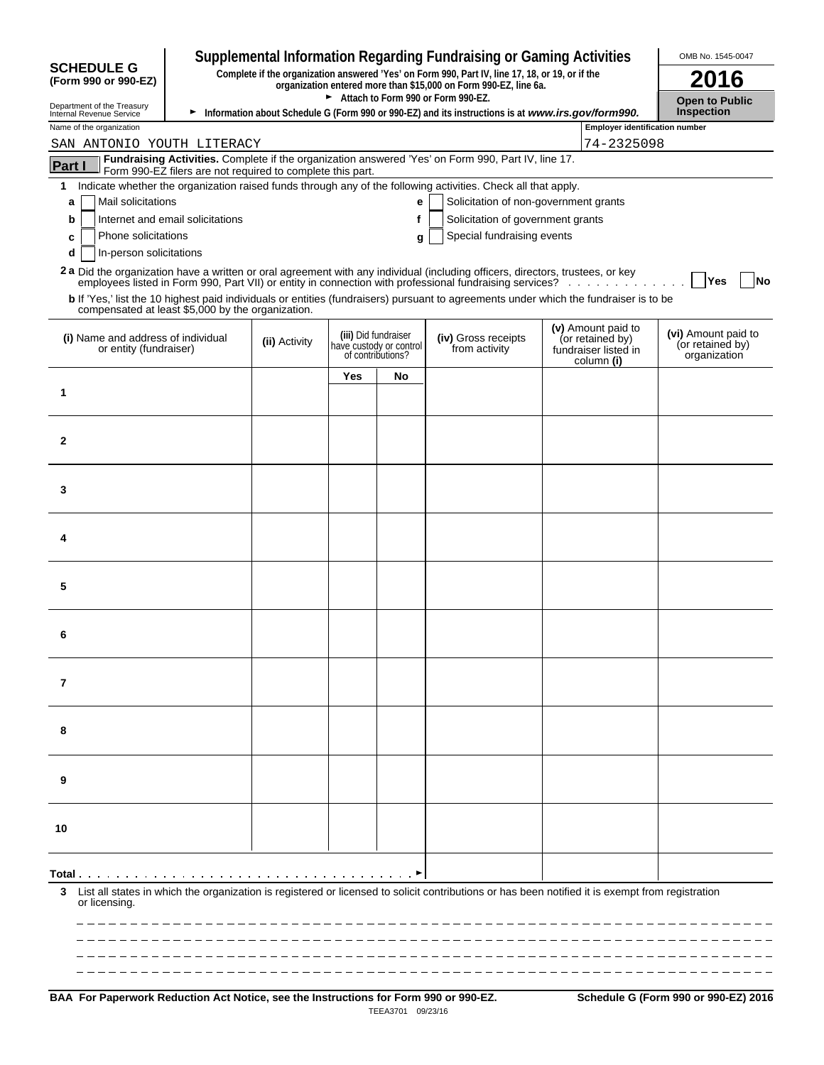**SCHEDULE G**
**(Form 990 or 990-EZ)**

Department of the Treasury
Internal Revenue Service

# Supplemental Information Regarding Fundraising or Gaming Activities

**Complete if the organization answered 'Yes' on Form 990, Part IV, line 17, 18, or 19, or if the organization entered more than $15,000 on Form 990-EZ, line 6a.**

► **Attach to Form 990 or Form 990-EZ.**

► **Information about Schedule G (Form 990 or 990-EZ) and its instructions is at *www.irs.gov/form990.***

OMB No. 1545-0047

**2016**

**Open to Public Inspection**

Name of the organization: SAN ANTONIO YOUTH LITERACY

Employer identification number: 74-2325098

**Part I** **Fundraising Activities.** Complete if the organization answered 'Yes' on Form 990, Part IV, line 17. Form 990-EZ filers are not required to complete this part.

**1** Indicate whether the organization raised funds through any of the following activities. Check all that apply.

- **a** ☐ Mail solicitations
- **b** ☐ Internet and email solicitations
- **c** ☐ Phone solicitations
- **d** ☐ In-person solicitations
- **e** ☐ Solicitation of non-government grants
- **f** ☐ Solicitation of government grants
- **g** ☐ Special fundraising events

**2 a** Did the organization have a written or oral agreement with any individual (including officers, directors, trustees, or key employees listed in Form 990, Part VII) or entity in connection with professional fundraising services? ☐ **Yes** ☐ **No**

**b** If 'Yes,' list the 10 highest paid individuals or entities (fundraisers) pursuant to agreements under which the fundraiser is to be compensated at least $5,000 by the organization.

| (i) Name and address of individual or entity (fundraiser) | (ii) Activity | (iii) Did fundraiser have custody or control of contributions? | | (iv) Gross receipts from activity | (v) Amount paid to (or retained by) fundraiser listed in column (i) | (vi) Amount paid to (or retained by) organization |
|---|---|---|---|---|---|---|
| | | Yes | No | | | |
| 1 | | | | | | |
| 2 | | | | | | |
| 3 | | | | | | |
| 4 | | | | | | |
| 5 | | | | | | |
| 6 | | | | | | |
| 7 | | | | | | |
| 8 | | | | | | |
| 9 | | | | | | |
| 10 | | | | | | |
| **Total** ► | | | | | | |

**3** List all states in which the organization is registered or licensed to solicit contributions or has been notified it is exempt from registration or licensing.

**BAA For Paperwork Reduction Act Notice, see the Instructions for Form 990 or 990-EZ.** TEEA3701 09/23/16 **Schedule G (Form 990 or 990-EZ) 2016**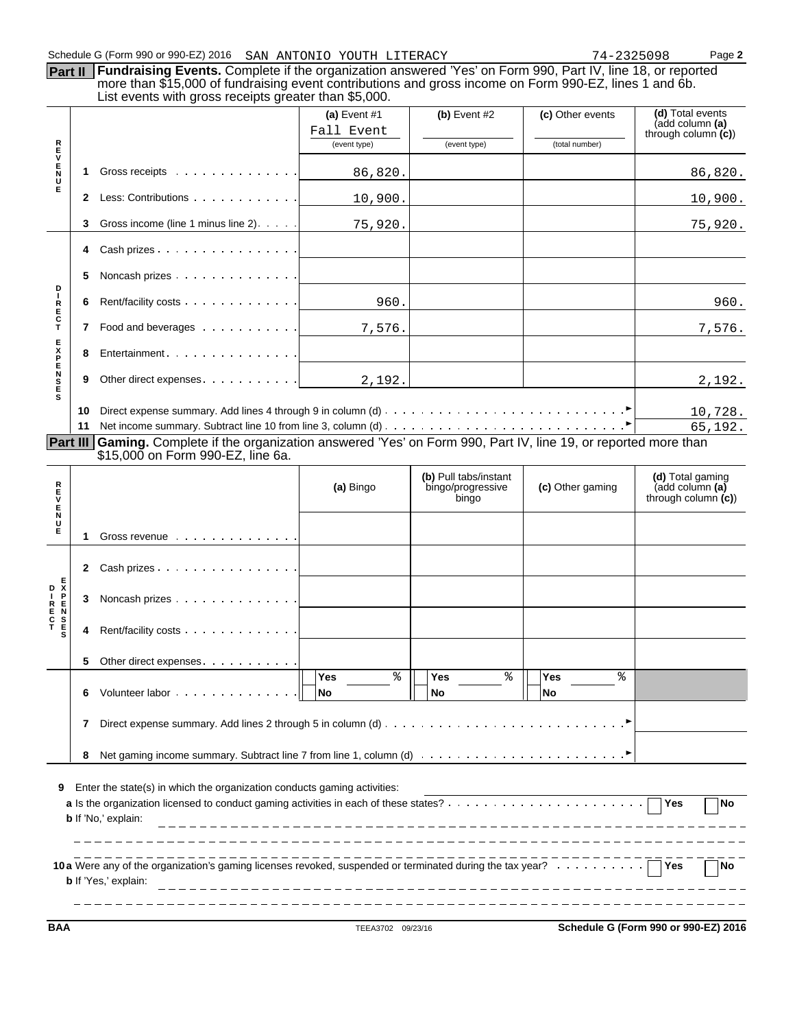Schedule G (Form 990 or 990-EZ) 2016 SAN ANTONIO YOUTH LITERACY 74-2325098 Page **2**

**Part II Fundraising Events.** Complete if the organization answered 'Yes' on Form 990, Part IV, line 18, or reported more than $15,000 of fundraising event contributions and gross income on Form 990-EZ, lines 1 and 6b. List events with gross receipts greater than $5,000.

| | | | (a) Event #1 Fall Event (event type) | (b) Event #2 (event type) | (c) Other events (total number) | (d) Total events (add column (a) through column (c)) |
|---|---|---|---|---|---|---|
| REVENUE | 1 | Gross receipts | 86,820. | | | 86,820. |
| | 2 | Less: Contributions | 10,900. | | | 10,900. |
| | 3 | Gross income (line 1 minus line 2) | 75,920. | | | 75,920. |
| DIRECT EXPENSES | 4 | Cash prizes | | | | |
| | 5 | Noncash prizes | | | | |
| | 6 | Rent/facility costs | 960. | | | 960. |
| | 7 | Food and beverages | 7,576. | | | 7,576. |
| | 8 | Entertainment | | | | |
| | 9 | Other direct expenses | 2,192. | | | 2,192. |
| | 10 | Direct expense summary. Add lines 4 through 9 in column (d) | | | | 10,728. |
| | 11 | Net income summary. Subtract line 10 from line 3, column (d) | | | | 65,192. |

**Part III Gaming.** Complete if the organization answered 'Yes' on Form 990, Part IV, line 19, or reported more than $15,000 on Form 990-EZ, line 6a.

| | | | (a) Bingo | (b) Pull tabs/instant bingo/progressive bingo | (c) Other gaming | (d) Total gaming (add column (a) through column (c)) |
|---|---|---|---|---|---|---|
| REVENUE | 1 | Gross revenue | | | | |
| DIRECT EXPENSES | 2 | Cash prizes | | | | |
| | 3 | Noncash prizes | | | | |
| | 4 | Rent/facility costs | | | | |
| | 5 | Other direct expenses | | | | |
| | 6 | Volunteer labor | Yes ___ % No | Yes ___ % No | Yes ___ % No | |
| | 7 | Direct expense summary. Add lines 2 through 5 in column (d) | | | | |
| | 8 | Net gaming income summary. Subtract line 7 from line 1, column (d) | | | | |

**9** Enter the state(s) in which the organization conducts gaming activities:

**a** Is the organization licensed to conduct gaming activities in each of these states? Yes No

**b** If 'No,' explain:

**10 a** Were any of the organization's gaming licenses revoked, suspended or terminated during the tax year? Yes No

**b** If 'Yes,' explain:

BAA TEEA3702 09/23/16 **Schedule G (Form 990 or 990-EZ) 2016**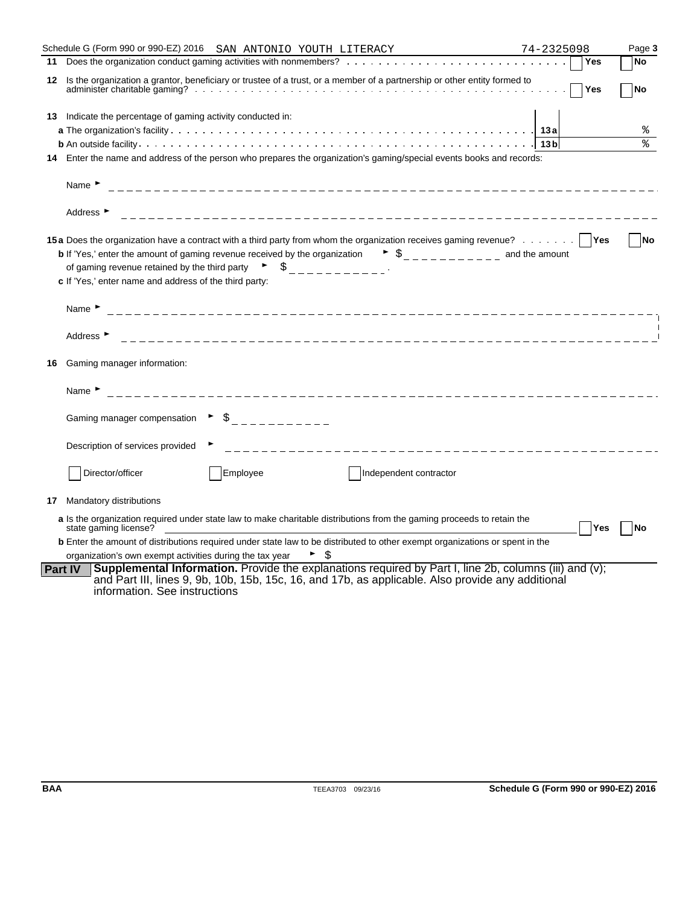Schedule G (Form 990 or 990-EZ) 2016 SAN ANTONIO YOUTH LITERACY 74-2325098 Page **3**

**11** Does the organization conduct gaming activities with nonmembers? ☐ Yes ☐ No

**12** Is the organization a grantor, beneficiary or trustee of a trust, or a member of a partnership or other entity formed to administer charitable gaming? ☐ Yes ☐ No

**13** Indicate the percentage of gaming activity conducted in:

**a** The organization's facility . . . . . **13a** %

**b** An outside facility . . . . . **13b** %

**14** Enter the name and address of the person who prepares the organization's gaming/special events books and records:

Name ►

Address ►

**15a** Does the organization have a contract with a third party from whom the organization receives gaming revenue? ☐ Yes ☐ No

**b** If 'Yes,' enter the amount of gaming revenue received by the organization ► $ ________ and the amount of gaming revenue retained by the third party ► $ ________ .

**c** If 'Yes,' enter name and address of the third party:

Name ►

Address ►

**16** Gaming manager information:

Name ►

Gaming manager compensation ► $

Description of services provided ►

☐ Director/officer ☐ Employee ☐ Independent contractor

**17** Mandatory distributions

**a** Is the organization required under state law to make charitable distributions from the gaming proceeds to retain the state gaming license? ☐ Yes ☐ No

**b** Enter the amount of distributions required under state law to be distributed to other exempt organizations or spent in the organization's own exempt activities during the tax year ► $

**Part IV** **Supplemental Information.** Provide the explanations required by Part I, line 2b, columns (iii) and (v); and Part III, lines 9, 9b, 10b, 15b, 15c, 16, and 17b, as applicable. Also provide any additional information. See instructions

BAA TEEA3703 09/23/16 **Schedule G (Form 990 or 990-EZ) 2016**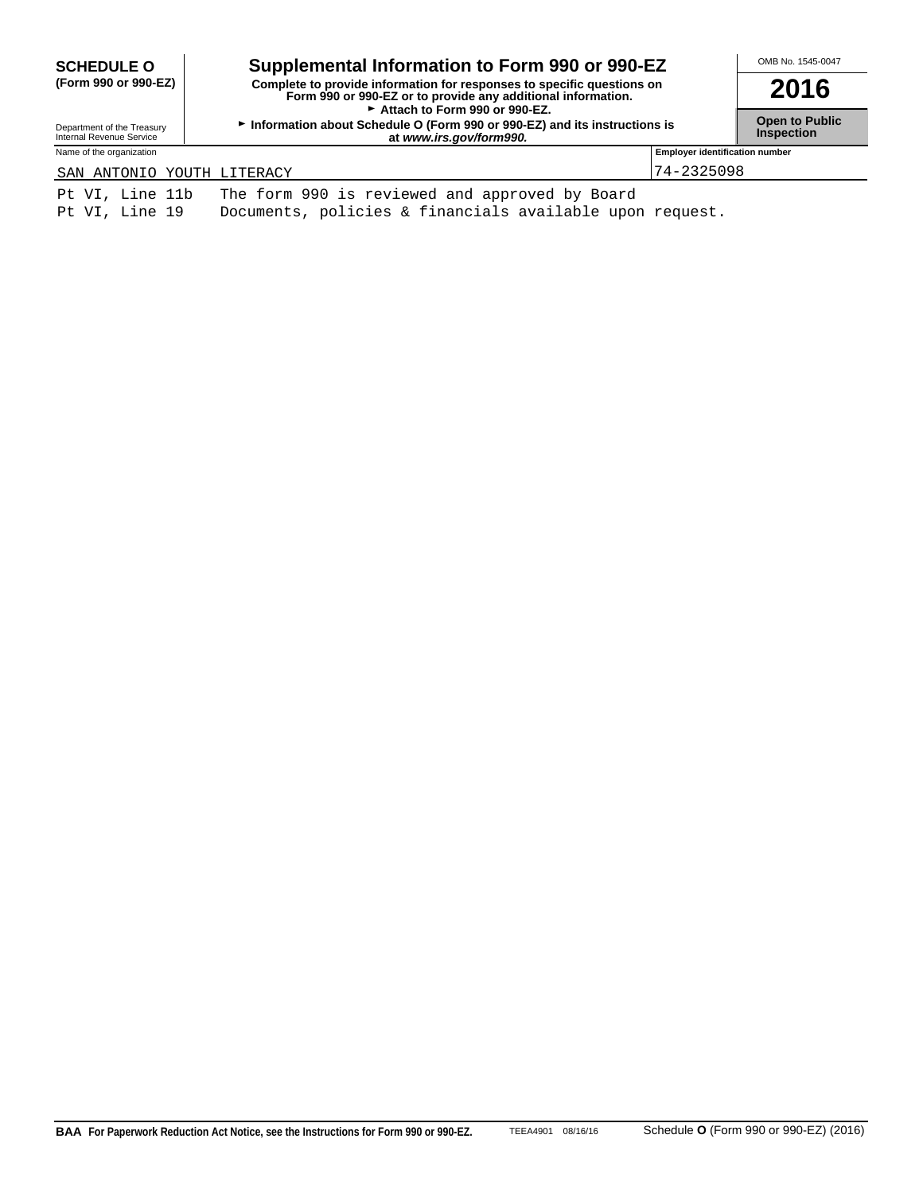**SCHEDULE O (Form 990 or 990-EZ)**

Department of the Treasury
Internal Revenue Service

# Supplemental Information to Form 990 or 990-EZ

**Complete to provide information for responses to specific questions on Form 990 or 990-EZ or to provide any additional information.**

► **Attach to Form 990 or 990-EZ.**

► **Information about Schedule O (Form 990 or 990-EZ) and its instructions is at *www.irs.gov/form990.***

OMB No. 1545-0047

**2016**

**Open to Public Inspection**

| Name of the organization | Employer identification number |
|---|---|
| SAN ANTONIO YOUTH LITERACY | 74-2325098 |

| | |
|---|---|
| Pt VI, Line 11b | The form 990 is reviewed and approved by Board |
| Pt VI, Line 19 | Documents, policies & financials available upon request. |

**BAA For Paperwork Reduction Act Notice, see the Instructions for Form 990 or 990-EZ.** TEEA4901 08/16/16 Schedule **O** (Form 990 or 990-EZ) (2016)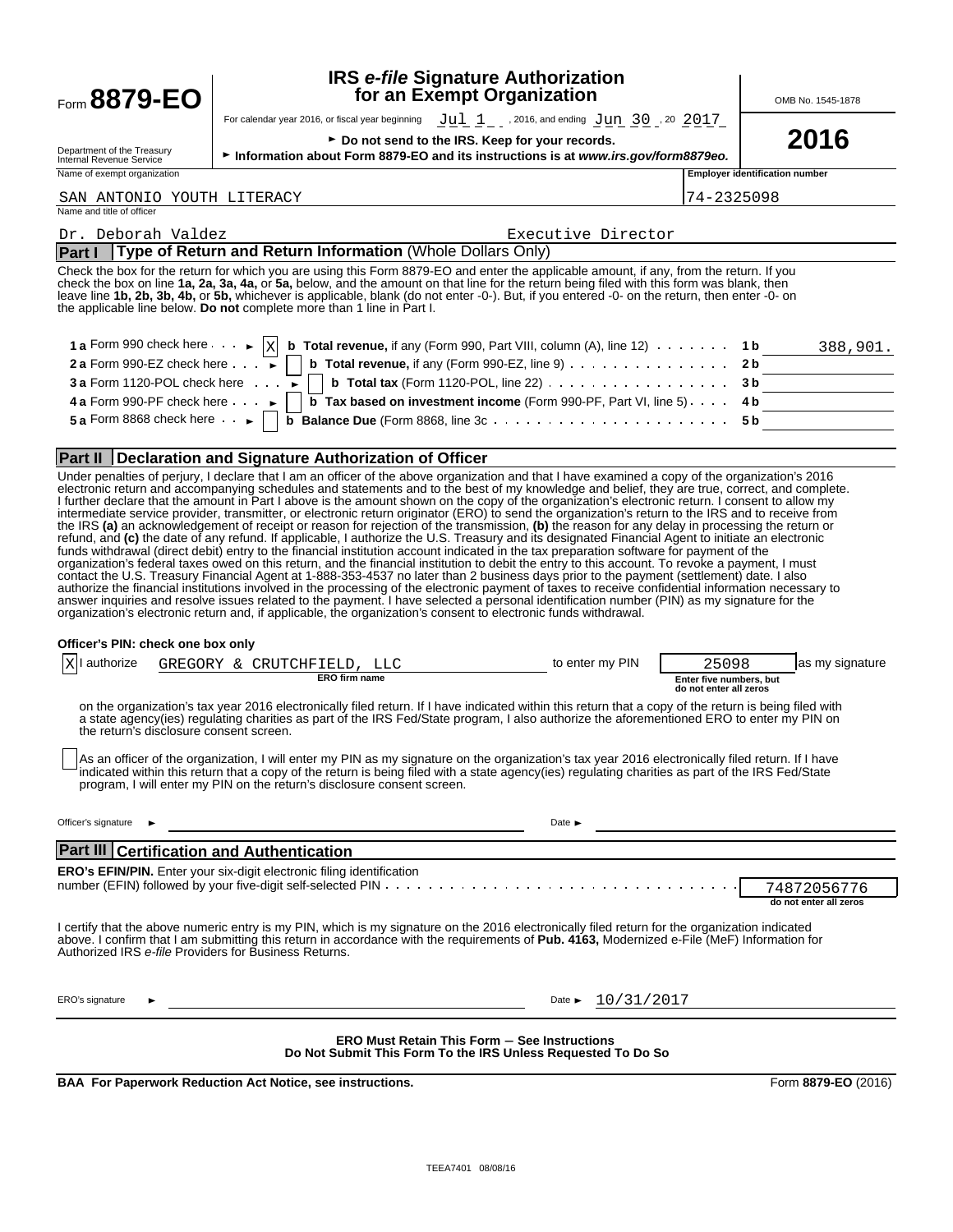Form **8879-EO**

Department of the Treasury
Internal Revenue Service

# IRS *e-file* Signature Authorization for an Exempt Organization

For calendar year 2016, or fiscal year beginning Jul 1, 2016, and ending Jun 30, 20 2017

► Do not send to the IRS. Keep for your records.

► Information about Form 8879-EO and its instructions is at *www.irs.gov/form8879eo.*

OMB No. 1545-1878

**2016**

Name of exempt organization: SAN ANTONIO YOUTH LITERACY

Employer identification number: 74-2325098

Name and title of officer: Dr. Deborah Valdez — Executive Director

## Part I Type of Return and Return Information (Whole Dollars Only)

Check the box for the return for which you are using this Form 8879-EO and enter the applicable amount, if any, from the return. If you check the box on line **1a, 2a, 3a, 4a,** or **5a,** below, and the amount on that line for the return being filed with this form was blank, then leave line **1b, 2b, 3b, 4b,** or **5b,** whichever is applicable, blank (do not enter -0-). But, if you entered -0- on the return, then enter -0- on the applicable line below. **Do not** complete more than 1 line in Part I.

| | | | |
|---|---|---|---|
| **1 a** Form 990 check here ► [X] | **b Total revenue,** if any (Form 990, Part VIII, column (A), line 12) | **1 b** | 388,901. |
| **2 a** Form 990-EZ check here ► [ ] | **b Total revenue,** if any (Form 990-EZ, line 9) | **2 b** | |
| **3 a** Form 1120-POL check here ► [ ] | **b Total tax** (Form 1120-POL, line 22) | **3 b** | |
| **4 a** Form 990-PF check here ► [ ] | **b Tax based on investment income** (Form 990-PF, Part VI, line 5) | **4 b** | |
| **5 a** Form 8868 check here ► [ ] | **b Balance Due** (Form 8868, line 3c | **5 b** | |

## Part II Declaration and Signature Authorization of Officer

Under penalties of perjury, I declare that I am an officer of the above organization and that I have examined a copy of the organization's 2016 electronic return and accompanying schedules and statements and to the best of my knowledge and belief, they are true, correct, and complete. I further declare that the amount in Part I above is the amount shown on the copy of the organization's electronic return. I consent to allow my intermediate service provider, transmitter, or electronic return originator (ERO) to send the organization's return to the IRS and to receive from the IRS **(a)** an acknowledgement of receipt or reason for rejection of the transmission, **(b)** the reason for any delay in processing the return or refund, and **(c)** the date of any refund. If applicable, I authorize the U.S. Treasury and its designated Financial Agent to initiate an electronic funds withdrawal (direct debit) entry to the financial institution account indicated in the tax preparation software for payment of the organization's federal taxes owed on this return, and the financial institution to debit the entry to this account. To revoke a payment, I must contact the U.S. Treasury Financial Agent at 1-888-353-4537 no later than 2 business days prior to the payment (settlement) date. I also authorize the financial institutions involved in the processing of the electronic payment of taxes to receive confidential information necessary to answer inquiries and resolve issues related to the payment. I have selected a personal identification number (PIN) as my signature for the organization's electronic return and, if applicable, the organization's consent to electronic funds withdrawal.

**Officer's PIN: check one box only**

[X] I authorize GREGORY & CRUTCHFIELD, LLC (ERO firm name) to enter my PIN 25098 (Enter five numbers, but do not enter all zeros) as my signature on the organization's tax year 2016 electronically filed return. If I have indicated within this return that a copy of the return is being filed with a state agency(ies) regulating charities as part of the IRS Fed/State program, I also authorize the aforementioned ERO to enter my PIN on the return's disclosure consent screen.

[ ] As an officer of the organization, I will enter my PIN as my signature on the organization's tax year 2016 electronically filed return. If I have indicated within this return that a copy of the return is being filed with a state agency(ies) regulating charities as part of the IRS Fed/State program, I will enter my PIN on the return's disclosure consent screen.

Officer's signature ► ______________________ Date ► ______________

## Part III Certification and Authentication

**ERO's EFIN/PIN.** Enter your six-digit electronic filing identification number (EFIN) followed by your five-digit self-selected PIN: 74872056776 (do not enter all zeros)

I certify that the above numeric entry is my PIN, which is my signature on the 2016 electronically filed return for the organization indicated above. I confirm that I am submitting this return in accordance with the requirements of **Pub. 4163,** Modernized e-File (MeF) Information for Authorized IRS *e-file* Providers for Business Returns.

ERO's signature ► ______________________ Date ► 10/31/2017

**ERO Must Retain This Form – See Instructions**
**Do Not Submit This Form To the IRS Unless Requested To Do So**

**BAA For Paperwork Reduction Act Notice, see instructions.** Form **8879-EO** (2016)

TEEA7401 08/08/16